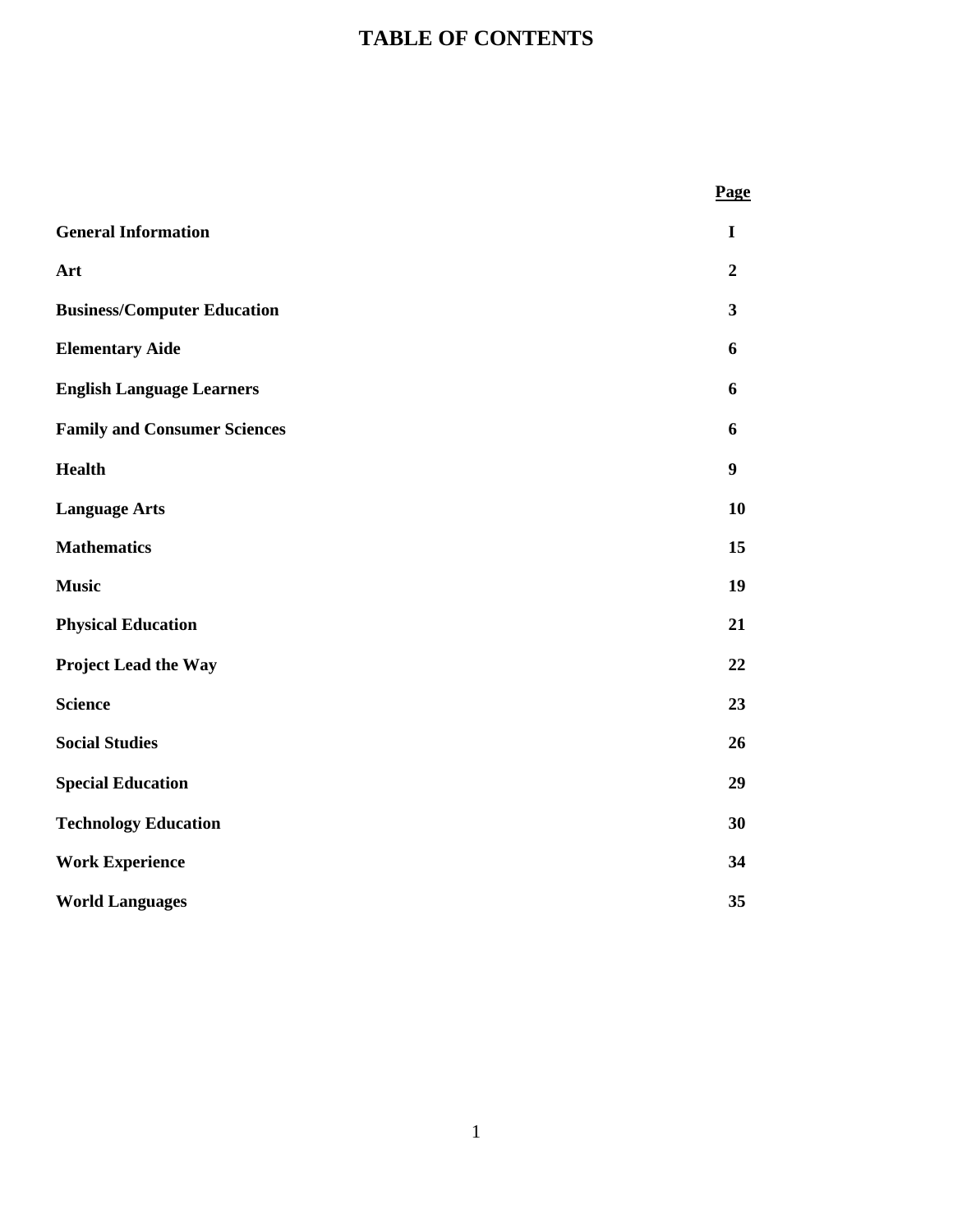# TABLE OF CONTENTS

| | Page |
|---|---|
| **General Information** | **I** |
| **Art** | **2** |
| **Business/Computer Education** | **3** |
| **Elementary Aide** | **6** |
| **English Language Learners** | **6** |
| **Family and Consumer Sciences** | **6** |
| **Health** | **9** |
| **Language Arts** | **10** |
| **Mathematics** | **15** |
| **Music** | **19** |
| **Physical Education** | **21** |
| **Project Lead the Way** | **22** |
| **Science** | **23** |
| **Social Studies** | **26** |
| **Special Education** | **29** |
| **Technology Education** | **30** |
| **Work Experience** | **34** |
| **World Languages** | **35** |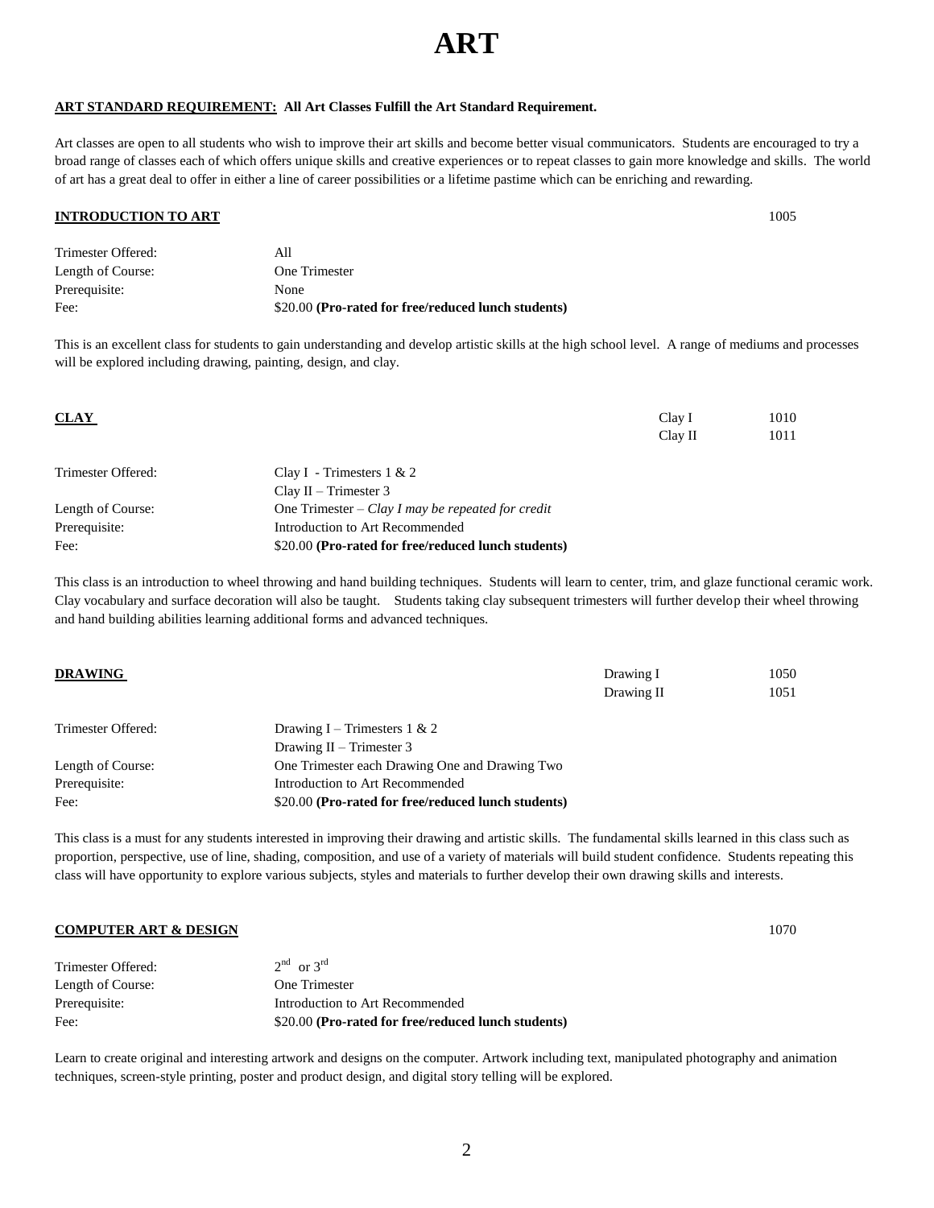# ART

**ART STANDARD REQUIREMENT: All Art Classes Fulfill the Art Standard Requirement.**

Art classes are open to all students who wish to improve their art skills and become better visual communicators. Students are encouraged to try a broad range of classes each of which offers unique skills and creative experiences or to repeat classes to gain more knowledge and skills. The world of art has a great deal to offer in either a line of career possibilities or a lifetime pastime which can be enriching and rewarding.

## INTRODUCTION TO ART

1005

Trimester Offered: All
Length of Course: One Trimester
Prerequisite: None
Fee: $20.00 **(Pro-rated for free/reduced lunch students)**

This is an excellent class for students to gain understanding and develop artistic skills at the high school level. A range of mediums and processes will be explored including drawing, painting, design, and clay.

## CLAY

Clay I 1010
Clay II 1011

Trimester Offered: Clay I - Trimesters 1 & 2
Clay II – Trimester 3
Length of Course: One Trimester – *Clay I may be repeated for credit*
Prerequisite: Introduction to Art Recommended
Fee: $20.00 **(Pro-rated for free/reduced lunch students)**

This class is an introduction to wheel throwing and hand building techniques. Students will learn to center, trim, and glaze functional ceramic work. Clay vocabulary and surface decoration will also be taught. Students taking clay subsequent trimesters will further develop their wheel throwing and hand building abilities learning additional forms and advanced techniques.

## DRAWING

Drawing I 1050
Drawing II 1051

Trimester Offered: Drawing I – Trimesters 1 & 2
Drawing II – Trimester 3
Length of Course: One Trimester each Drawing One and Drawing Two
Prerequisite: Introduction to Art Recommended
Fee: $20.00 **(Pro-rated for free/reduced lunch students)**

This class is a must for any students interested in improving their drawing and artistic skills. The fundamental skills learned in this class such as proportion, perspective, use of line, shading, composition, and use of a variety of materials will build student confidence. Students repeating this class will have opportunity to explore various subjects, styles and materials to further develop their own drawing skills and interests.

## COMPUTER ART & DESIGN

1070

Trimester Offered: 2nd or 3rd
Length of Course: One Trimester
Prerequisite: Introduction to Art Recommended
Fee: $20.00 **(Pro-rated for free/reduced lunch students)**

Learn to create original and interesting artwork and designs on the computer. Artwork including text, manipulated photography and animation techniques, screen-style printing, poster and product design, and digital story telling will be explored.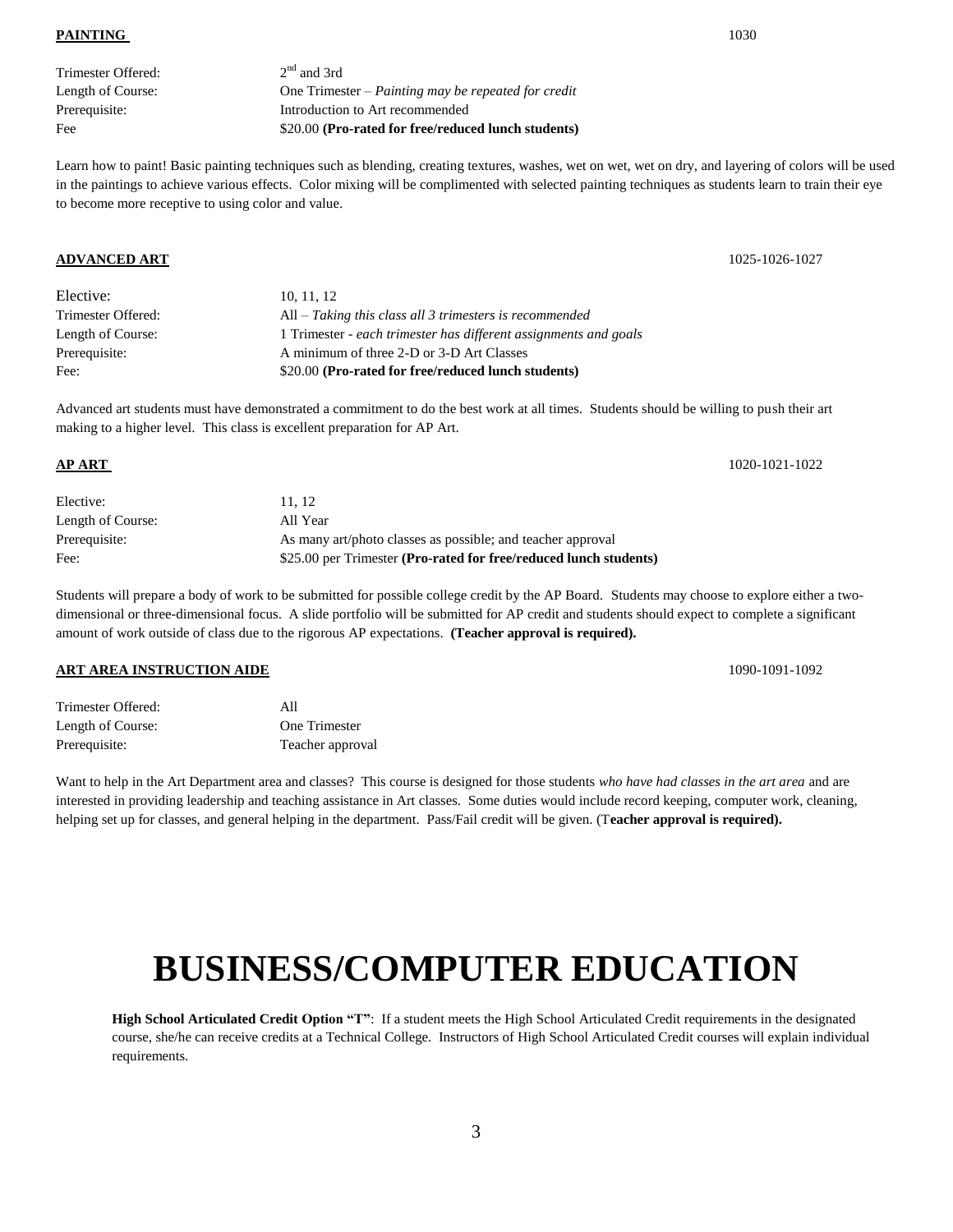**PAINTING** 1030

Trimester Offered: 2nd and 3rd
Length of Course: One Trimester – *Painting may be repeated for credit*
Prerequisite: Introduction to Art recommended
Fee $20.00 **(Pro-rated for free/reduced lunch students)**

Learn how to paint! Basic painting techniques such as blending, creating textures, washes, wet on wet, wet on dry, and layering of colors will be used in the paintings to achieve various effects. Color mixing will be complimented with selected painting techniques as students learn to train their eye to become more receptive to using color and value.

**ADVANCED ART** 1025-1026-1027

Elective: 10, 11, 12
Trimester Offered: All – *Taking this class all 3 trimesters is recommended*
Length of Course: 1 Trimester - *each trimester has different assignments and goals*
Prerequisite: A minimum of three 2-D or 3-D Art Classes
Fee: $20.00 **(Pro-rated for free/reduced lunch students)**

Advanced art students must have demonstrated a commitment to do the best work at all times. Students should be willing to push their art making to a higher level. This class is excellent preparation for AP Art.

**AP ART** 1020-1021-1022

Elective: 11, 12
Length of Course: All Year
Prerequisite: As many art/photo classes as possible; and teacher approval
Fee: $25.00 per Trimester **(Pro-rated for free/reduced lunch students)**

Students will prepare a body of work to be submitted for possible college credit by the AP Board. Students may choose to explore either a two-dimensional or three-dimensional focus. A slide portfolio will be submitted for AP credit and students should expect to complete a significant amount of work outside of class due to the rigorous AP expectations. **(Teacher approval is required).**

**ART AREA INSTRUCTION AIDE** 1090-1091-1092

Trimester Offered: All
Length of Course: One Trimester
Prerequisite: Teacher approval

Want to help in the Art Department area and classes? This course is designed for those students *who have had classes in the art area* and are interested in providing leadership and teaching assistance in Art classes. Some duties would include record keeping, computer work, cleaning, helping set up for classes, and general helping in the department. Pass/Fail credit will be given. (T**eacher approval is required).**

# BUSINESS/COMPUTER EDUCATION

**High School Articulated Credit Option "T"**: If a student meets the High School Articulated Credit requirements in the designated course, she/he can receive credits at a Technical College. Instructors of High School Articulated Credit courses will explain individual requirements.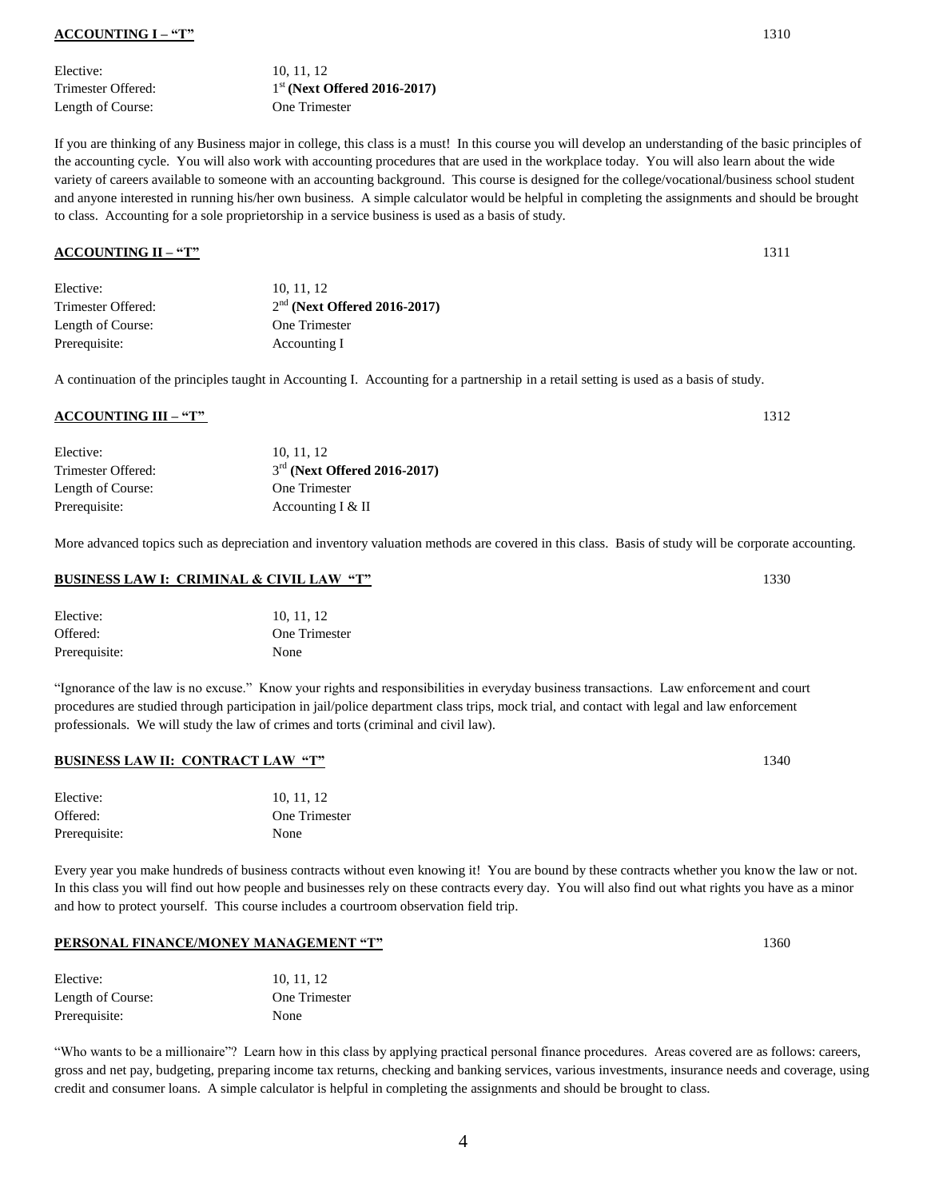### ACCOUNTING I – "T" 1310

Elective: 10, 11, 12
Trimester Offered: 1st **(Next Offered 2016-2017)**
Length of Course: One Trimester

If you are thinking of any Business major in college, this class is a must! In this course you will develop an understanding of the basic principles of the accounting cycle. You will also work with accounting procedures that are used in the workplace today. You will also learn about the wide variety of careers available to someone with an accounting background. This course is designed for the college/vocational/business school student and anyone interested in running his/her own business. A simple calculator would be helpful in completing the assignments and should be brought to class. Accounting for a sole proprietorship in a service business is used as a basis of study.

### ACCOUNTING II – "T" 1311

Elective: 10, 11, 12
Trimester Offered: 2nd **(Next Offered 2016-2017)**
Length of Course: One Trimester
Prerequisite: Accounting I

A continuation of the principles taught in Accounting I. Accounting for a partnership in a retail setting is used as a basis of study.

### ACCOUNTING III – "T" 1312

Elective: 10, 11, 12
Trimester Offered: 3rd **(Next Offered 2016-2017)**
Length of Course: One Trimester
Prerequisite: Accounting I & II

More advanced topics such as depreciation and inventory valuation methods are covered in this class. Basis of study will be corporate accounting.

### BUSINESS LAW I: CRIMINAL & CIVIL LAW "T" 1330

Elective: 10, 11, 12
Offered: One Trimester
Prerequisite: None

"Ignorance of the law is no excuse." Know your rights and responsibilities in everyday business transactions. Law enforcement and court procedures are studied through participation in jail/police department class trips, mock trial, and contact with legal and law enforcement professionals. We will study the law of crimes and torts (criminal and civil law).

### BUSINESS LAW II: CONTRACT LAW "T" 1340

Elective: 10, 11, 12
Offered: One Trimester
Prerequisite: None

Every year you make hundreds of business contracts without even knowing it! You are bound by these contracts whether you know the law or not. In this class you will find out how people and businesses rely on these contracts every day. You will also find out what rights you have as a minor and how to protect yourself. This course includes a courtroom observation field trip.

### PERSONAL FINANCE/MONEY MANAGEMENT "T" 1360

Elective: 10, 11, 12
Length of Course: One Trimester
Prerequisite: None

"Who wants to be a millionaire"? Learn how in this class by applying practical personal finance procedures. Areas covered are as follows: careers, gross and net pay, budgeting, preparing income tax returns, checking and banking services, various investments, insurance needs and coverage, using credit and consumer loans. A simple calculator is helpful in completing the assignments and should be brought to class.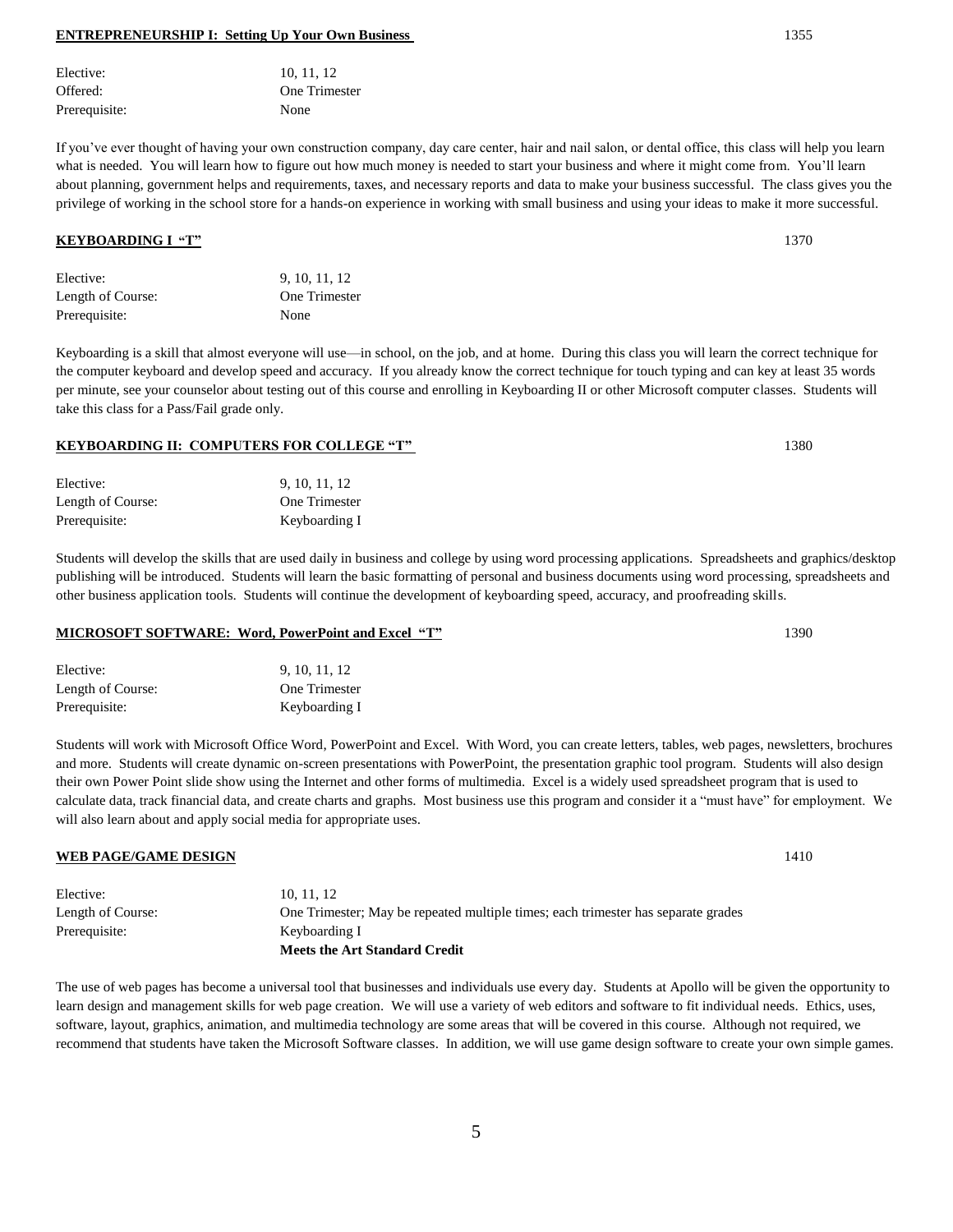## **ENTREPRENEURSHIP I: Setting Up Your Own Business** 1355

| | |
|---|---|
| Elective: | 10, 11, 12 |
| Offered: | One Trimester |
| Prerequisite: | None |

If you've ever thought of having your own construction company, day care center, hair and nail salon, or dental office, this class will help you learn what is needed. You will learn how to figure out how much money is needed to start your business and where it might come from. You'll learn about planning, government helps and requirements, taxes, and necessary reports and data to make your business successful. The class gives you the privilege of working in the school store for a hands-on experience in working with small business and using your ideas to make it more successful.

## **KEYBOARDING I "T"** 1370

| | |
|---|---|
| Elective: | 9, 10, 11, 12 |
| Length of Course: | One Trimester |
| Prerequisite: | None |

Keyboarding is a skill that almost everyone will use—in school, on the job, and at home. During this class you will learn the correct technique for the computer keyboard and develop speed and accuracy. If you already know the correct technique for touch typing and can key at least 35 words per minute, see your counselor about testing out of this course and enrolling in Keyboarding II or other Microsoft computer classes. Students will take this class for a Pass/Fail grade only.

## **KEYBOARDING II: COMPUTERS FOR COLLEGE "T"** 1380

| | |
|---|---|
| Elective: | 9, 10, 11, 12 |
| Length of Course: | One Trimester |
| Prerequisite: | Keyboarding I |

Students will develop the skills that are used daily in business and college by using word processing applications. Spreadsheets and graphics/desktop publishing will be introduced. Students will learn the basic formatting of personal and business documents using word processing, spreadsheets and other business application tools. Students will continue the development of keyboarding speed, accuracy, and proofreading skills.

## **MICROSOFT SOFTWARE: Word, PowerPoint and Excel "T"** 1390

| | |
|---|---|
| Elective: | 9, 10, 11, 12 |
| Length of Course: | One Trimester |
| Prerequisite: | Keyboarding I |

Students will work with Microsoft Office Word, PowerPoint and Excel. With Word, you can create letters, tables, web pages, newsletters, brochures and more. Students will create dynamic on-screen presentations with PowerPoint, the presentation graphic tool program. Students will also design their own Power Point slide show using the Internet and other forms of multimedia. Excel is a widely used spreadsheet program that is used to calculate data, track financial data, and create charts and graphs. Most business use this program and consider it a "must have" for employment. We will also learn about and apply social media for appropriate uses.

## **WEB PAGE/GAME DESIGN** 1410

| | |
|---|---|
| Elective: | 10, 11, 12 |
| Length of Course: | One Trimester; May be repeated multiple times; each trimester has separate grades |
| Prerequisite: | Keyboarding I |
| | **Meets the Art Standard Credit** |

The use of web pages has become a universal tool that businesses and individuals use every day. Students at Apollo will be given the opportunity to learn design and management skills for web page creation. We will use a variety of web editors and software to fit individual needs. Ethics, uses, software, layout, graphics, animation, and multimedia technology are some areas that will be covered in this course. Although not required, we recommend that students have taken the Microsoft Software classes. In addition, we will use game design software to create your own simple games.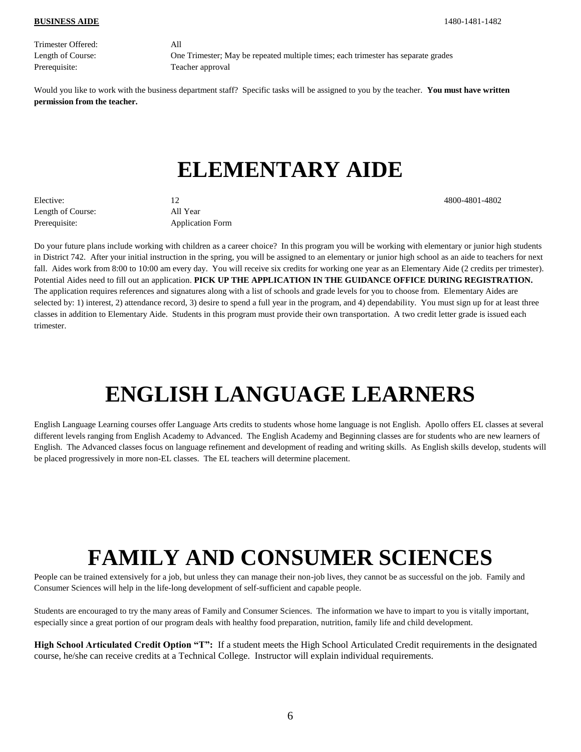**BUSINESS AIDE** 1480-1481-1482

Trimester Offered: All
Length of Course: One Trimester; May be repeated multiple times; each trimester has separate grades
Prerequisite: Teacher approval

Would you like to work with the business department staff? Specific tasks will be assigned to you by the teacher. **You must have written permission from the teacher.**

# ELEMENTARY AIDE

Elective: 12 4800-4801-4802
Length of Course: All Year
Prerequisite: Application Form

Do your future plans include working with children as a career choice? In this program you will be working with elementary or junior high students in District 742. After your initial instruction in the spring, you will be assigned to an elementary or junior high school as an aide to teachers for next fall. Aides work from 8:00 to 10:00 am every day. You will receive six credits for working one year as an Elementary Aide (2 credits per trimester). Potential Aides need to fill out an application. **PICK UP THE APPLICATION IN THE GUIDANCE OFFICE DURING REGISTRATION.** The application requires references and signatures along with a list of schools and grade levels for you to choose from. Elementary Aides are selected by: 1) interest, 2) attendance record, 3) desire to spend a full year in the program, and 4) dependability. You must sign up for at least three classes in addition to Elementary Aide. Students in this program must provide their own transportation. A two credit letter grade is issued each trimester.

# ENGLISH LANGUAGE LEARNERS

English Language Learning courses offer Language Arts credits to students whose home language is not English. Apollo offers EL classes at several different levels ranging from English Academy to Advanced. The English Academy and Beginning classes are for students who are new learners of English. The Advanced classes focus on language refinement and development of reading and writing skills. As English skills develop, students will be placed progressively in more non-EL classes. The EL teachers will determine placement.

# FAMILY AND CONSUMER SCIENCES

People can be trained extensively for a job, but unless they can manage their non-job lives, they cannot be as successful on the job. Family and Consumer Sciences will help in the life-long development of self-sufficient and capable people.

Students are encouraged to try the many areas of Family and Consumer Sciences. The information we have to impart to you is vitally important, especially since a great portion of our program deals with healthy food preparation, nutrition, family life and child development.

**High School Articulated Credit Option "T":** If a student meets the High School Articulated Credit requirements in the designated course, he/she can receive credits at a Technical College. Instructor will explain individual requirements.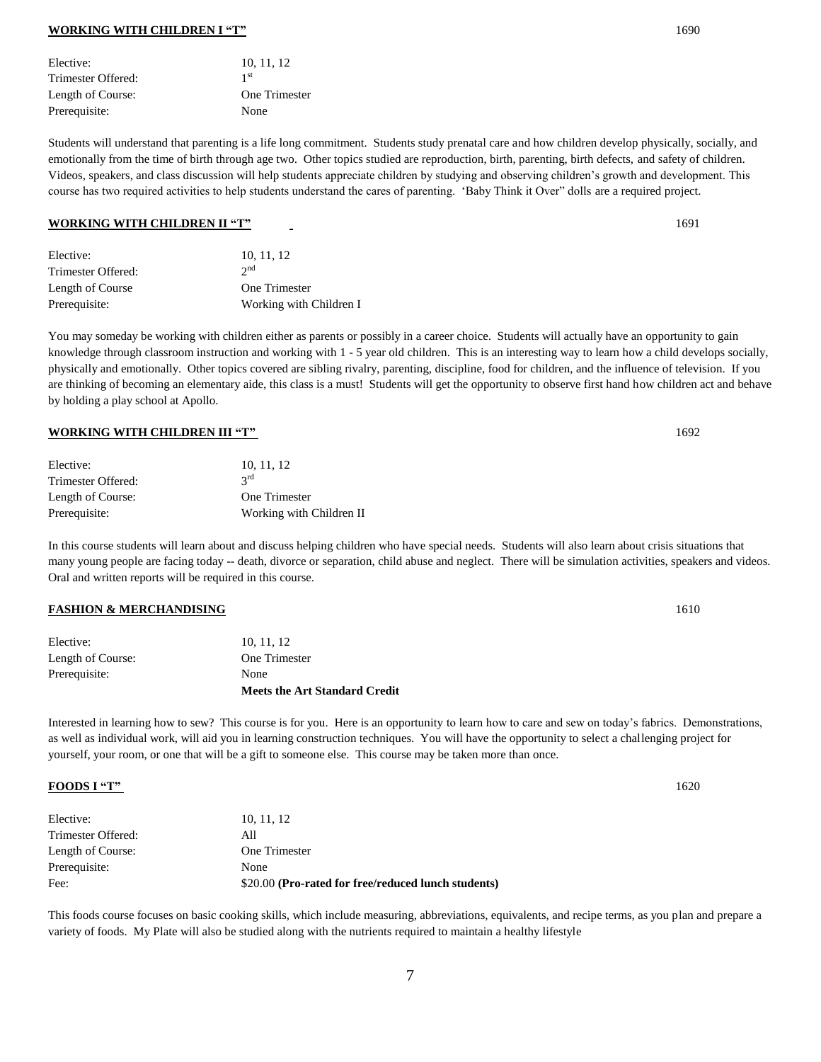## WORKING WITH CHILDREN I "T" 1690

| | |
|---|---|
| Elective: | 10, 11, 12 |
| Trimester Offered: | 1st |
| Length of Course: | One Trimester |
| Prerequisite: | None |

Students will understand that parenting is a life long commitment. Students study prenatal care and how children develop physically, socially, and emotionally from the time of birth through age two. Other topics studied are reproduction, birth, parenting, birth defects, and safety of children. Videos, speakers, and class discussion will help students appreciate children by studying and observing children's growth and development. This course has two required activities to help students understand the cares of parenting. 'Baby Think it Over" dolls are a required project.

## WORKING WITH CHILDREN II "T" 1691

| | |
|---|---|
| Elective: | 10, 11, 12 |
| Trimester Offered: | 2nd |
| Length of Course | One Trimester |
| Prerequisite: | Working with Children I |

You may someday be working with children either as parents or possibly in a career choice. Students will actually have an opportunity to gain knowledge through classroom instruction and working with 1 - 5 year old children. This is an interesting way to learn how a child develops socially, physically and emotionally. Other topics covered are sibling rivalry, parenting, discipline, food for children, and the influence of television. If you are thinking of becoming an elementary aide, this class is a must! Students will get the opportunity to observe first hand how children act and behave by holding a play school at Apollo.

## WORKING WITH CHILDREN III "T" 1692

| | |
|---|---|
| Elective: | 10, 11, 12 |
| Trimester Offered: | 3rd |
| Length of Course: | One Trimester |
| Prerequisite: | Working with Children II |

In this course students will learn about and discuss helping children who have special needs. Students will also learn about crisis situations that many young people are facing today -- death, divorce or separation, child abuse and neglect. There will be simulation activities, speakers and videos. Oral and written reports will be required in this course.

## FASHION & MERCHANDISING 1610

| | |
|---|---|
| Elective: | 10, 11, 12 |
| Length of Course: | One Trimester |
| Prerequisite: | None |
| | **Meets the Art Standard Credit** |

Interested in learning how to sew? This course is for you. Here is an opportunity to learn how to care and sew on today's fabrics. Demonstrations, as well as individual work, will aid you in learning construction techniques. You will have the opportunity to select a challenging project for yourself, your room, or one that will be a gift to someone else. This course may be taken more than once.

## FOODS I "T" 1620

| | |
|---|---|
| Elective: | 10, 11, 12 |
| Trimester Offered: | All |
| Length of Course: | One Trimester |
| Prerequisite: | None |
| Fee: | \$20.00 **(Pro-rated for free/reduced lunch students)** |

This foods course focuses on basic cooking skills, which include measuring, abbreviations, equivalents, and recipe terms, as you plan and prepare a variety of foods. My Plate will also be studied along with the nutrients required to maintain a healthy lifestyle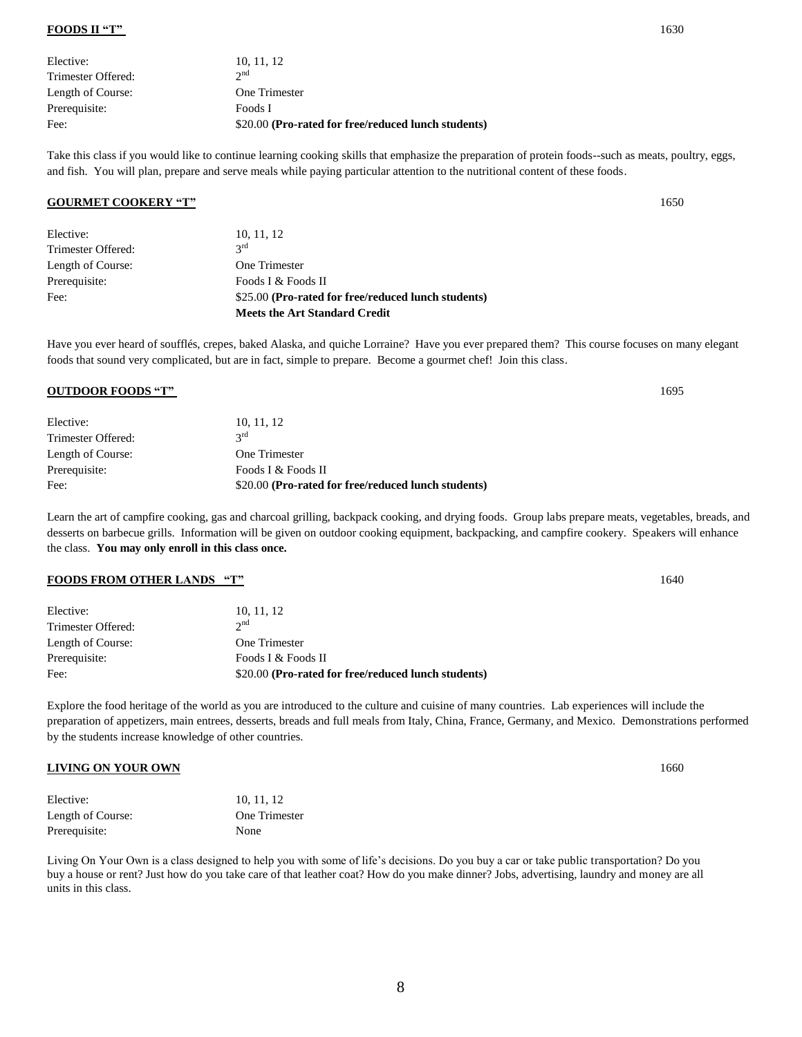**FOODS II "T"** 1630

| | |
|---|---|
| Elective: | 10, 11, 12 |
| Trimester Offered: | 2nd |
| Length of Course: | One Trimester |
| Prerequisite: | Foods I |
| Fee: | $20.00 **(Pro-rated for free/reduced lunch students)** |

Take this class if you would like to continue learning cooking skills that emphasize the preparation of protein foods--such as meats, poultry, eggs, and fish. You will plan, prepare and serve meals while paying particular attention to the nutritional content of these foods.

**GOURMET COOKERY "T"** 1650

| | |
|---|---|
| Elective: | 10, 11, 12 |
| Trimester Offered: | 3rd |
| Length of Course: | One Trimester |
| Prerequisite: | Foods I & Foods II |
| Fee: | $25.00 **(Pro-rated for free/reduced lunch students)** |
| | **Meets the Art Standard Credit** |

Have you ever heard of soufflés, crepes, baked Alaska, and quiche Lorraine? Have you ever prepared them? This course focuses on many elegant foods that sound very complicated, but are in fact, simple to prepare. Become a gourmet chef! Join this class.

**OUTDOOR FOODS "T"** 1695

| | |
|---|---|
| Elective: | 10, 11, 12 |
| Trimester Offered: | 3rd |
| Length of Course: | One Trimester |
| Prerequisite: | Foods I & Foods II |
| Fee: | $20.00 **(Pro-rated for free/reduced lunch students)** |

Learn the art of campfire cooking, gas and charcoal grilling, backpack cooking, and drying foods. Group labs prepare meats, vegetables, breads, and desserts on barbecue grills. Information will be given on outdoor cooking equipment, backpacking, and campfire cookery. Speakers will enhance the class. **You may only enroll in this class once.**

**FOODS FROM OTHER LANDS "T"** 1640

| | |
|---|---|
| Elective: | 10, 11, 12 |
| Trimester Offered: | 2nd |
| Length of Course: | One Trimester |
| Prerequisite: | Foods I & Foods II |
| Fee: | $20.00 **(Pro-rated for free/reduced lunch students)** |

Explore the food heritage of the world as you are introduced to the culture and cuisine of many countries. Lab experiences will include the preparation of appetizers, main entrees, desserts, breads and full meals from Italy, China, France, Germany, and Mexico. Demonstrations performed by the students increase knowledge of other countries.

**LIVING ON YOUR OWN** 1660

| | |
|---|---|
| Elective: | 10, 11, 12 |
| Length of Course: | One Trimester |
| Prerequisite: | None |

Living On Your Own is a class designed to help you with some of life's decisions. Do you buy a car or take public transportation? Do you buy a house or rent? Just how do you take care of that leather coat? How do you make dinner? Jobs, advertising, laundry and money are all units in this class.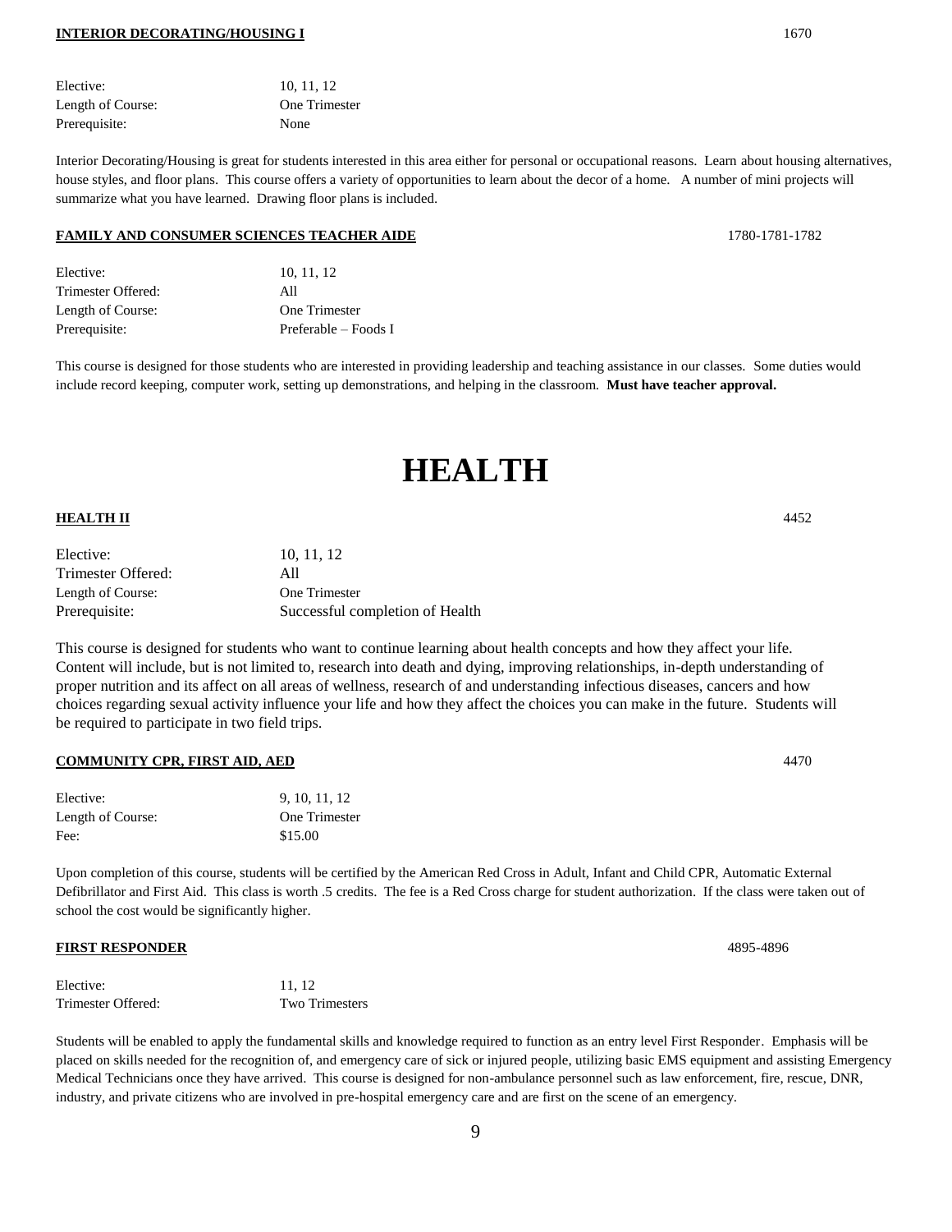**INTERIOR DECORATING/HOUSING I** 1670

Elective: 10, 11, 12
Length of Course: One Trimester
Prerequisite: None

Interior Decorating/Housing is great for students interested in this area either for personal or occupational reasons. Learn about housing alternatives, house styles, and floor plans. This course offers a variety of opportunities to learn about the decor of a home. A number of mini projects will summarize what you have learned. Drawing floor plans is included.

**FAMILY AND CONSUMER SCIENCES TEACHER AIDE** 1780-1781-1782

Elective: 10, 11, 12
Trimester Offered: All
Length of Course: One Trimester
Prerequisite: Preferable – Foods I

This course is designed for those students who are interested in providing leadership and teaching assistance in our classes. Some duties would include record keeping, computer work, setting up demonstrations, and helping in the classroom. **Must have teacher approval.**

# HEALTH

**HEALTH II** 4452

Elective: 10, 11, 12
Trimester Offered: All
Length of Course: One Trimester
Prerequisite: Successful completion of Health

This course is designed for students who want to continue learning about health concepts and how they affect your life. Content will include, but is not limited to, research into death and dying, improving relationships, in-depth understanding of proper nutrition and its affect on all areas of wellness, research of and understanding infectious diseases, cancers and how choices regarding sexual activity influence your life and how they affect the choices you can make in the future. Students will be required to participate in two field trips.

**COMMUNITY CPR, FIRST AID, AED** 4470

Elective: 9, 10, 11, 12
Length of Course: One Trimester
Fee: $15.00

Upon completion of this course, students will be certified by the American Red Cross in Adult, Infant and Child CPR, Automatic External Defibrillator and First Aid. This class is worth .5 credits. The fee is a Red Cross charge for student authorization. If the class were taken out of school the cost would be significantly higher.

**FIRST RESPONDER** 4895-4896

Elective: 11, 12
Trimester Offered: Two Trimesters

Students will be enabled to apply the fundamental skills and knowledge required to function as an entry level First Responder. Emphasis will be placed on skills needed for the recognition of, and emergency care of sick or injured people, utilizing basic EMS equipment and assisting Emergency Medical Technicians once they have arrived. This course is designed for non-ambulance personnel such as law enforcement, fire, rescue, DNR, industry, and private citizens who are involved in pre-hospital emergency care and are first on the scene of an emergency.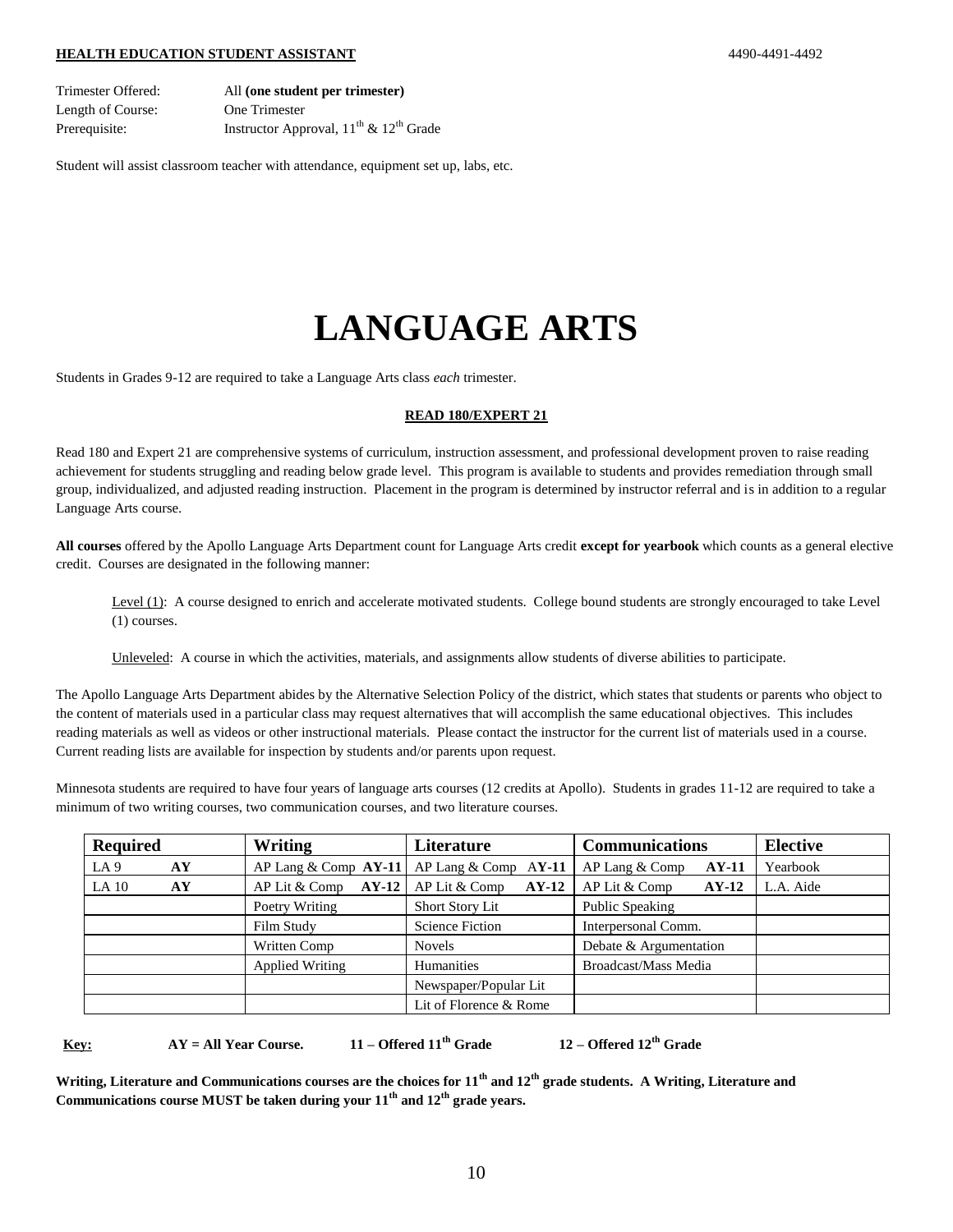**HEALTH EDUCATION STUDENT ASSISTANT** 4490-4491-4492

Trimester Offered: All **(one student per trimester)**
Length of Course: One Trimester
Prerequisite: Instructor Approval, $11^{th}$ & $12^{th}$ Grade

Student will assist classroom teacher with attendance, equipment set up, labs, etc.

# LANGUAGE ARTS

Students in Grades 9-12 are required to take a Language Arts class *each* trimester.

**READ 180/EXPERT 21**

Read 180 and Expert 21 are comprehensive systems of curriculum, instruction assessment, and professional development proven to raise reading achievement for students struggling and reading below grade level. This program is available to students and provides remediation through small group, individualized, and adjusted reading instruction. Placement in the program is determined by instructor referral and is in addition to a regular Language Arts course.

**All courses** offered by the Apollo Language Arts Department count for Language Arts credit **except for yearbook** which counts as a general elective credit. Courses are designated in the following manner:

Level (1): A course designed to enrich and accelerate motivated students. College bound students are strongly encouraged to take Level (1) courses.

Unleveled: A course in which the activities, materials, and assignments allow students of diverse abilities to participate.

The Apollo Language Arts Department abides by the Alternative Selection Policy of the district, which states that students or parents who object to the content of materials used in a particular class may request alternatives that will accomplish the same educational objectives. This includes reading materials as well as videos or other instructional materials. Please contact the instructor for the current list of materials used in a course. Current reading lists are available for inspection by students and/or parents upon request.

Minnesota students are required to have four years of language arts courses (12 credits at Apollo). Students in grades 11-12 are required to take a minimum of two writing courses, two communication courses, and two literature courses.

| Required | Writing | Literature | Communications | Elective |
|---|---|---|---|---|
| LA 9 **AY** | AP Lang & Comp **AY-11** | AP Lang & Comp **AY-11** | AP Lang & Comp **AY-11** | Yearbook |
| LA 10 **AY** | AP Lit & Comp **AY-12** | AP Lit & Comp **AY-12** | AP Lit & Comp **AY-12** | L.A. Aide |
| | Poetry Writing | Short Story Lit | Public Speaking | |
| | Film Study | Science Fiction | Interpersonal Comm. | |
| | Written Comp | Novels | Debate & Argumentation | |
| | Applied Writing | Humanities | Broadcast/Mass Media | |
| | | Newspaper/Popular Lit | | |
| | | Lit of Florence & Rome | | |

**Key:** **AY = All Year Course.** **11 – Offered $11^{th}$ Grade** **12 – Offered $12^{th}$ Grade**

**Writing, Literature and Communications courses are the choices for $11^{th}$ and $12^{th}$ grade students. A Writing, Literature and Communications course MUST be taken during your $11^{th}$ and $12^{th}$ grade years.**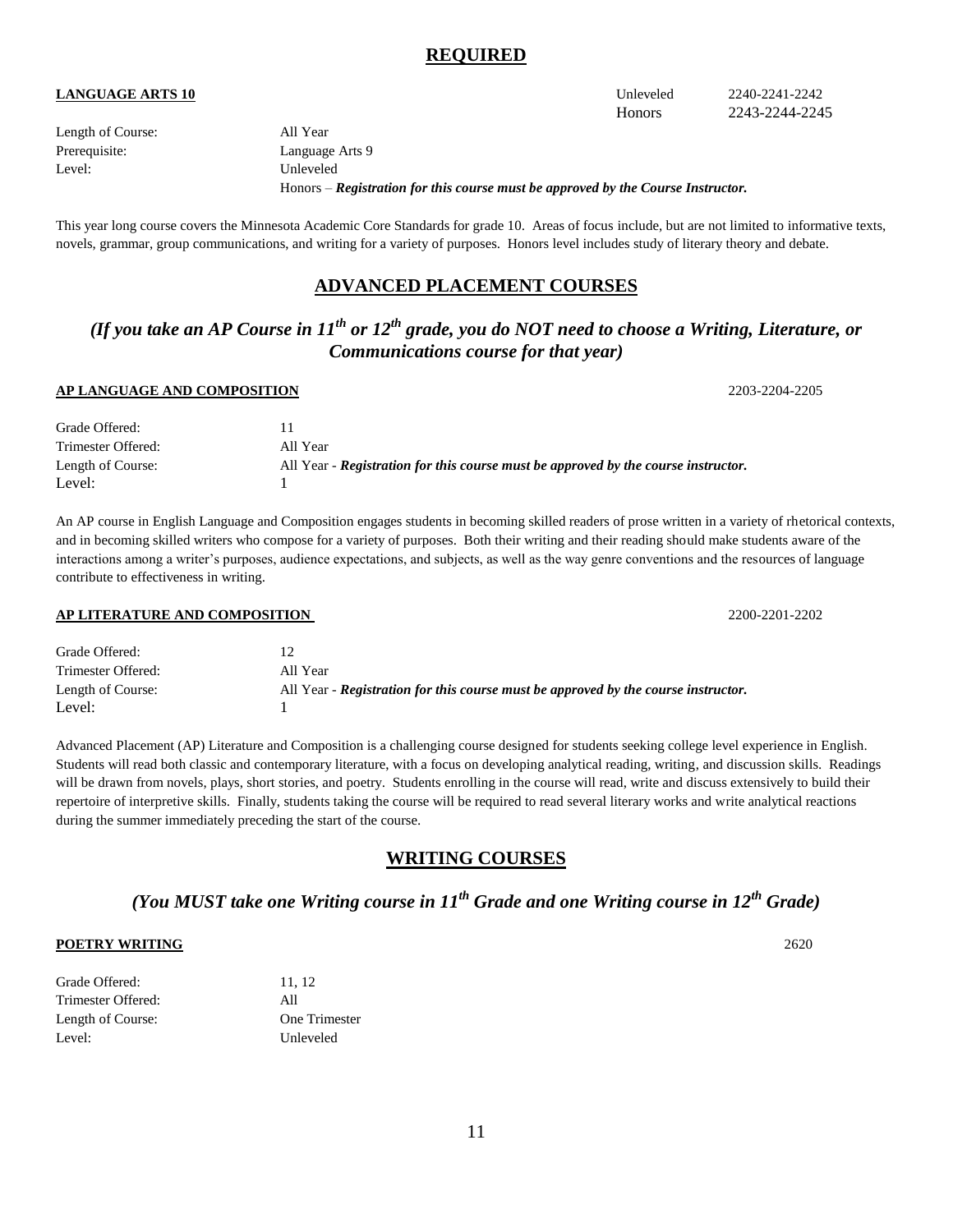## REQUIRED

**LANGUAGE ARTS 10**

Unleveled 2240-2241-2242
Honors 2243-2244-2245

| | |
|---|---|
| Length of Course: | All Year |
| Prerequisite: | Language Arts 9 |
| Level: | Unleveled |
| | Honors – ***Registration for this course must be approved by the Course Instructor.*** |

This year long course covers the Minnesota Academic Core Standards for grade 10. Areas of focus include, but are not limited to informative texts, novels, grammar, group communications, and writing for a variety of purposes. Honors level includes study of literary theory and debate.

## ADVANCED PLACEMENT COURSES

***(If you take an AP Course in 11th or 12th grade, you do NOT need to choose a Writing, Literature, or Communications course for that year)***

**AP LANGUAGE AND COMPOSITION** 2203-2204-2205

| | |
|---|---|
| Grade Offered: | 11 |
| Trimester Offered: | All Year |
| Length of Course: | All Year - ***Registration for this course must be approved by the course instructor.*** |
| Level: | 1 |

An AP course in English Language and Composition engages students in becoming skilled readers of prose written in a variety of rhetorical contexts, and in becoming skilled writers who compose for a variety of purposes. Both their writing and their reading should make students aware of the interactions among a writer's purposes, audience expectations, and subjects, as well as the way genre conventions and the resources of language contribute to effectiveness in writing.

**AP LITERATURE AND COMPOSITION** 2200-2201-2202

| | |
|---|---|
| Grade Offered: | 12 |
| Trimester Offered: | All Year |
| Length of Course: | All Year - ***Registration for this course must be approved by the course instructor.*** |
| Level: | 1 |

Advanced Placement (AP) Literature and Composition is a challenging course designed for students seeking college level experience in English. Students will read both classic and contemporary literature, with a focus on developing analytical reading, writing, and discussion skills. Readings will be drawn from novels, plays, short stories, and poetry. Students enrolling in the course will read, write and discuss extensively to build their repertoire of interpretive skills. Finally, students taking the course will be required to read several literary works and write analytical reactions during the summer immediately preceding the start of the course.

## WRITING COURSES

***(You MUST take one Writing course in 11th Grade and one Writing course in 12th Grade)***

**POETRY WRITING** 2620

| | |
|---|---|
| Grade Offered: | 11, 12 |
| Trimester Offered: | All |
| Length of Course: | One Trimester |
| Level: | Unleveled |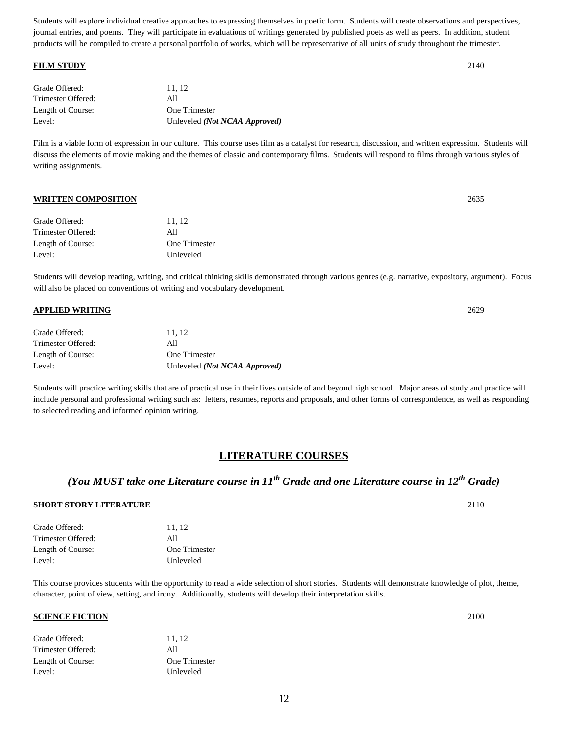Students will explore individual creative approaches to expressing themselves in poetic form. Students will create observations and perspectives, journal entries, and poems. They will participate in evaluations of writings generated by published poets as well as peers. In addition, student products will be compiled to create a personal portfolio of works, which will be representative of all units of study throughout the trimester.

**FILM STUDY** 2140

| | |
|---|---|
| Grade Offered: | 11, 12 |
| Trimester Offered: | All |
| Length of Course: | One Trimester |
| Level: | Unleveled ***(Not NCAA Approved)*** |

Film is a viable form of expression in our culture. This course uses film as a catalyst for research, discussion, and written expression. Students will discuss the elements of movie making and the themes of classic and contemporary films. Students will respond to films through various styles of writing assignments.

**WRITTEN COMPOSITION** 2635

| | |
|---|---|
| Grade Offered: | 11, 12 |
| Trimester Offered: | All |
| Length of Course: | One Trimester |
| Level: | Unleveled |

Students will develop reading, writing, and critical thinking skills demonstrated through various genres (e.g. narrative, expository, argument). Focus will also be placed on conventions of writing and vocabulary development.

**APPLIED WRITING** 2629

| | |
|---|---|
| Grade Offered: | 11, 12 |
| Trimester Offered: | All |
| Length of Course: | One Trimester |
| Level: | Unleveled ***(Not NCAA Approved)*** |

Students will practice writing skills that are of practical use in their lives outside of and beyond high school. Major areas of study and practice will include personal and professional writing such as: letters, resumes, reports and proposals, and other forms of correspondence, as well as responding to selected reading and informed opinion writing.

## LITERATURE COURSES

### *(You MUST take one Literature course in 11th Grade and one Literature course in 12th Grade)*

**SHORT STORY LITERATURE** 2110

| | |
|---|---|
| Grade Offered: | 11, 12 |
| Trimester Offered: | All |
| Length of Course: | One Trimester |
| Level: | Unleveled |

This course provides students with the opportunity to read a wide selection of short stories. Students will demonstrate knowledge of plot, theme, character, point of view, setting, and irony. Additionally, students will develop their interpretation skills.

**SCIENCE FICTION** 2100

| | |
|---|---|
| Grade Offered: | 11, 12 |
| Trimester Offered: | All |
| Length of Course: | One Trimester |
| Level: | Unleveled |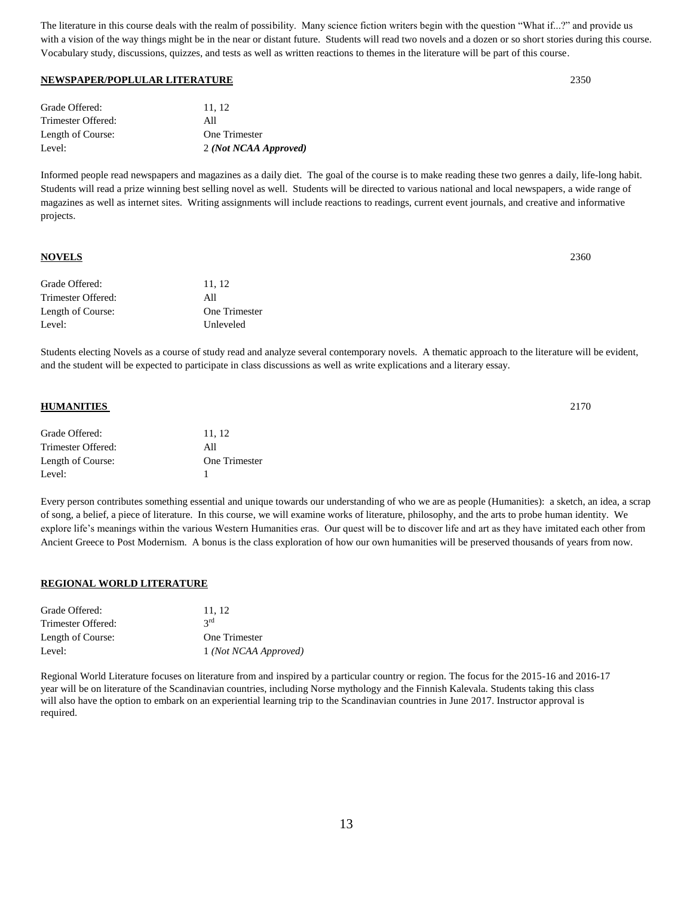The literature in this course deals with the realm of possibility. Many science fiction writers begin with the question "What if...?" and provide us with a vision of the way things might be in the near or distant future. Students will read two novels and a dozen or so short stories during this course. Vocabulary study, discussions, quizzes, and tests as well as written reactions to themes in the literature will be part of this course.

**NEWSPAPER/POPLULAR LITERATURE** 2350

| | |
|---|---|
| Grade Offered: | 11, 12 |
| Trimester Offered: | All |
| Length of Course: | One Trimester |
| Level: | 2 ***(Not NCAA Approved)*** |

Informed people read newspapers and magazines as a daily diet. The goal of the course is to make reading these two genres a daily, life-long habit. Students will read a prize winning best selling novel as well. Students will be directed to various national and local newspapers, a wide range of magazines as well as internet sites. Writing assignments will include reactions to readings, current event journals, and creative and informative projects.

**NOVELS** 2360

| | |
|---|---|
| Grade Offered: | 11, 12 |
| Trimester Offered: | All |
| Length of Course: | One Trimester |
| Level: | Unleveled |

Students electing Novels as a course of study read and analyze several contemporary novels. A thematic approach to the literature will be evident, and the student will be expected to participate in class discussions as well as write explications and a literary essay.

**HUMANITIES** 2170

| | |
|---|---|
| Grade Offered: | 11, 12 |
| Trimester Offered: | All |
| Length of Course: | One Trimester |
| Level: | 1 |

Every person contributes something essential and unique towards our understanding of who we are as people (Humanities): a sketch, an idea, a scrap of song, a belief, a piece of literature. In this course, we will examine works of literature, philosophy, and the arts to probe human identity. We explore life's meanings within the various Western Humanities eras. Our quest will be to discover life and art as they have imitated each other from Ancient Greece to Post Modernism. A bonus is the class exploration of how our own humanities will be preserved thousands of years from now.

**REGIONAL WORLD LITERATURE**

| | |
|---|---|
| Grade Offered: | 11, 12 |
| Trimester Offered: | 3rd |
| Length of Course: | One Trimester |
| Level: | 1 *(Not NCAA Approved)* |

Regional World Literature focuses on literature from and inspired by a particular country or region. The focus for the 2015-16 and 2016-17 year will be on literature of the Scandinavian countries, including Norse mythology and the Finnish Kalevala. Students taking this class will also have the option to embark on an experiential learning trip to the Scandinavian countries in June 2017. Instructor approval is required.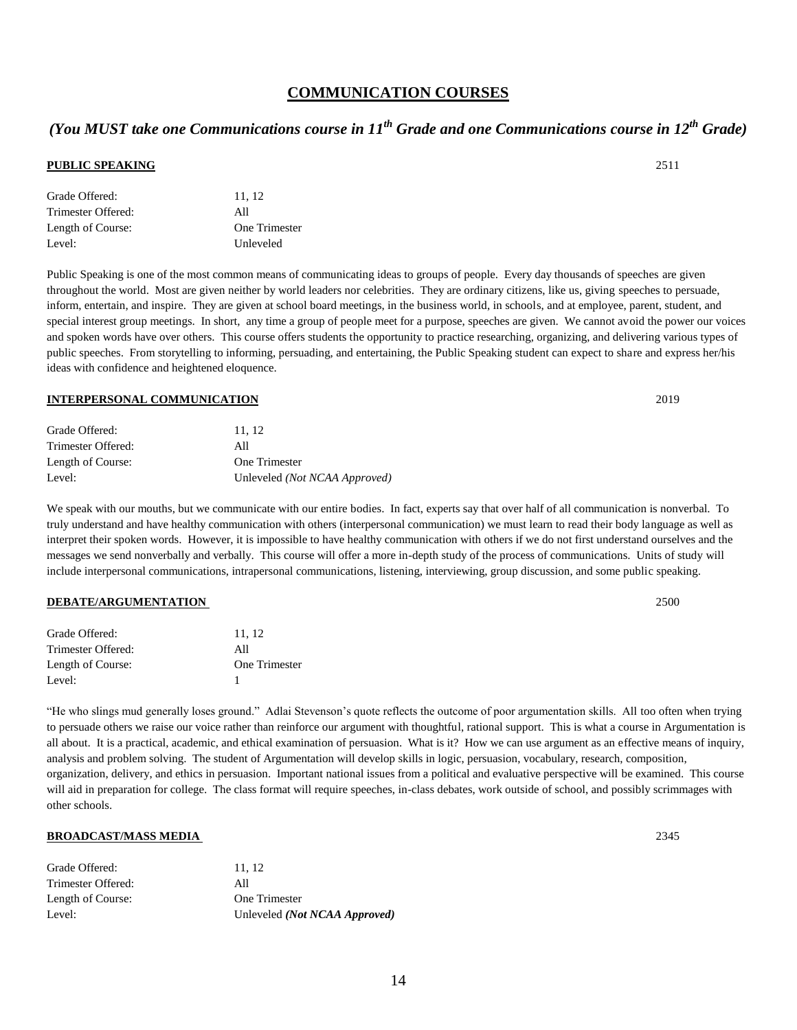# COMMUNICATION COURSES

## *(You MUST take one Communications course in 11th Grade and one Communications course in 12th Grade)*

### PUBLIC SPEAKING 2511

| | |
|---|---|
| Grade Offered: | 11, 12 |
| Trimester Offered: | All |
| Length of Course: | One Trimester |
| Level: | Unleveled |

Public Speaking is one of the most common means of communicating ideas to groups of people. Every day thousands of speeches are given throughout the world. Most are given neither by world leaders nor celebrities. They are ordinary citizens, like us, giving speeches to persuade, inform, entertain, and inspire. They are given at school board meetings, in the business world, in schools, and at employee, parent, student, and special interest group meetings. In short, any time a group of people meet for a purpose, speeches are given. We cannot avoid the power our voices and spoken words have over others. This course offers students the opportunity to practice researching, organizing, and delivering various types of public speeches. From storytelling to informing, persuading, and entertaining, the Public Speaking student can expect to share and express her/his ideas with confidence and heightened eloquence.

### INTERPERSONAL COMMUNICATION 2019

| | |
|---|---|
| Grade Offered: | 11, 12 |
| Trimester Offered: | All |
| Length of Course: | One Trimester |
| Level: | Unleveled *(Not NCAA Approved)* |

We speak with our mouths, but we communicate with our entire bodies. In fact, experts say that over half of all communication is nonverbal. To truly understand and have healthy communication with others (interpersonal communication) we must learn to read their body language as well as interpret their spoken words. However, it is impossible to have healthy communication with others if we do not first understand ourselves and the messages we send nonverbally and verbally. This course will offer a more in-depth study of the process of communications. Units of study will include interpersonal communications, intrapersonal communications, listening, interviewing, group discussion, and some public speaking.

### DEBATE/ARGUMENTATION 2500

| | |
|---|---|
| Grade Offered: | 11, 12 |
| Trimester Offered: | All |
| Length of Course: | One Trimester |
| Level: | 1 |

"He who slings mud generally loses ground." Adlai Stevenson's quote reflects the outcome of poor argumentation skills. All too often when trying to persuade others we raise our voice rather than reinforce our argument with thoughtful, rational support. This is what a course in Argumentation is all about. It is a practical, academic, and ethical examination of persuasion. What is it? How we can use argument as an effective means of inquiry, analysis and problem solving. The student of Argumentation will develop skills in logic, persuasion, vocabulary, research, composition, organization, delivery, and ethics in persuasion. Important national issues from a political and evaluative perspective will be examined. This course will aid in preparation for college. The class format will require speeches, in-class debates, work outside of school, and possibly scrimmages with other schools.

### BROADCAST/MASS MEDIA 2345

| | |
|---|---|
| Grade Offered: | 11, 12 |
| Trimester Offered: | All |
| Length of Course: | One Trimester |
| Level: | Unleveled ***(Not NCAA Approved)*** |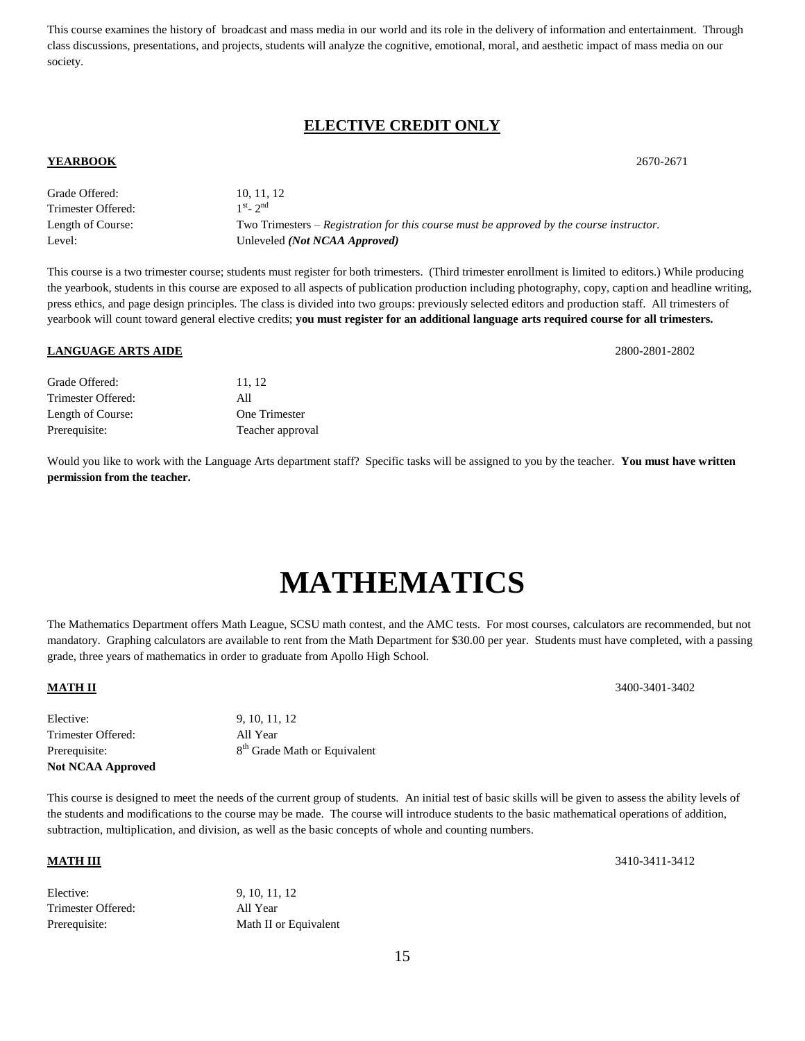This course examines the history of broadcast and mass media in our world and its role in the delivery of information and entertainment. Through class discussions, presentations, and projects, students will analyze the cognitive, emotional, moral, and aesthetic impact of mass media on our society.

## ELECTIVE CREDIT ONLY

**YEARBOOK** 2670-2671

Grade Offered: 10, 11, 12
Trimester Offered: 1st- 2nd
Length of Course: Two Trimesters – *Registration for this course must be approved by the course instructor.*
Level: Unleveled ***(Not NCAA Approved)***

This course is a two trimester course; students must register for both trimesters. (Third trimester enrollment is limited to editors.) While producing the yearbook, students in this course are exposed to all aspects of publication production including photography, copy, caption and headline writing, press ethics, and page design principles. The class is divided into two groups: previously selected editors and production staff. All trimesters of yearbook will count toward general elective credits; **you must register for an additional language arts required course for all trimesters.**

**LANGUAGE ARTS AIDE** 2800-2801-2802

Grade Offered: 11, 12
Trimester Offered: All
Length of Course: One Trimester
Prerequisite: Teacher approval

Would you like to work with the Language Arts department staff? Specific tasks will be assigned to you by the teacher. **You must have written permission from the teacher.**

# MATHEMATICS

The Mathematics Department offers Math League, SCSU math contest, and the AMC tests. For most courses, calculators are recommended, but not mandatory. Graphing calculators are available to rent from the Math Department for $30.00 per year. Students must have completed, with a passing grade, three years of mathematics in order to graduate from Apollo High School.

**MATH II** 3400-3401-3402

Elective: 9, 10, 11, 12
Trimester Offered: All Year
Prerequisite: 8th Grade Math or Equivalent
**Not NCAA Approved**

This course is designed to meet the needs of the current group of students. An initial test of basic skills will be given to assess the ability levels of the students and modifications to the course may be made. The course will introduce students to the basic mathematical operations of addition, subtraction, multiplication, and division, as well as the basic concepts of whole and counting numbers.

**MATH III** 3410-3411-3412

Elective: 9, 10, 11, 12
Trimester Offered: All Year
Prerequisite: Math II or Equivalent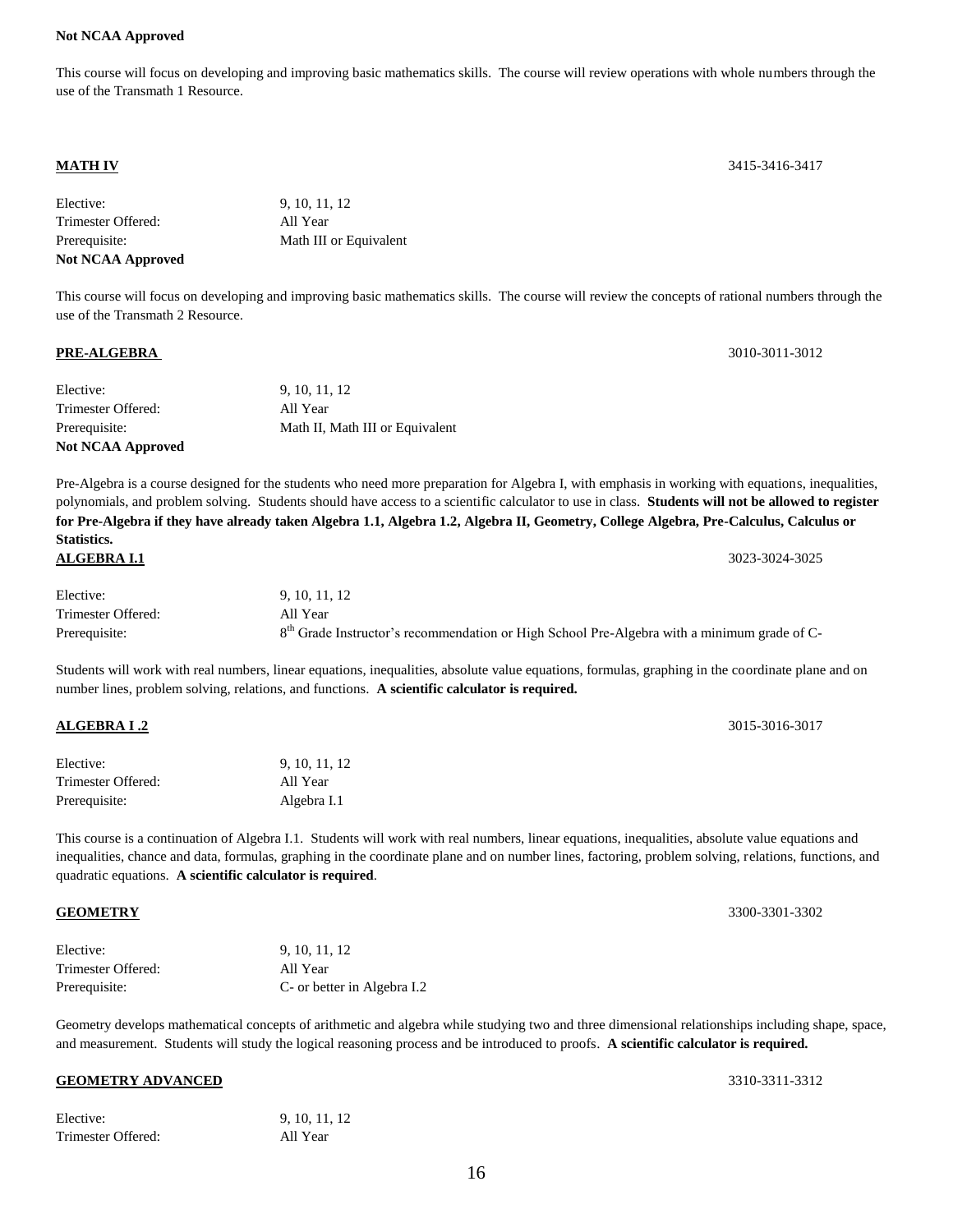**Not NCAA Approved**

This course will focus on developing and improving basic mathematics skills. The course will review operations with whole numbers through the use of the Transmath 1 Resource.

## MATH IV

3415-3416-3417

Elective: 9, 10, 11, 12
Trimester Offered: All Year
Prerequisite: Math III or Equivalent
**Not NCAA Approved**

This course will focus on developing and improving basic mathematics skills. The course will review the concepts of rational numbers through the use of the Transmath 2 Resource.

## PRE-ALGEBRA

3010-3011-3012

Elective: 9, 10, 11, 12
Trimester Offered: All Year
Prerequisite: Math II, Math III or Equivalent
**Not NCAA Approved**

Pre-Algebra is a course designed for the students who need more preparation for Algebra I, with emphasis in working with equations, inequalities, polynomials, and problem solving. Students should have access to a scientific calculator to use in class. **Students will not be allowed to register for Pre-Algebra if they have already taken Algebra 1.1, Algebra 1.2, Algebra II, Geometry, College Algebra, Pre-Calculus, Calculus or Statistics.**

## ALGEBRA I.1

3023-3024-3025

Elective: 9, 10, 11, 12
Trimester Offered: All Year
Prerequisite: 8th Grade Instructor's recommendation or High School Pre-Algebra with a minimum grade of C-

Students will work with real numbers, linear equations, inequalities, absolute value equations, formulas, graphing in the coordinate plane and on number lines, problem solving, relations, and functions. **A scientific calculator is required.**

## ALGEBRA I .2

3015-3016-3017

Elective: 9, 10, 11, 12
Trimester Offered: All Year
Prerequisite: Algebra I.1

This course is a continuation of Algebra I.1. Students will work with real numbers, linear equations, inequalities, absolute value equations and inequalities, chance and data, formulas, graphing in the coordinate plane and on number lines, factoring, problem solving, relations, functions, and quadratic equations. **A scientific calculator is required**.

## GEOMETRY

3300-3301-3302

Elective: 9, 10, 11, 12
Trimester Offered: All Year
Prerequisite: C- or better in Algebra I.2

Geometry develops mathematical concepts of arithmetic and algebra while studying two and three dimensional relationships including shape, space, and measurement. Students will study the logical reasoning process and be introduced to proofs. **A scientific calculator is required.**

## GEOMETRY ADVANCED

3310-3311-3312

Elective: 9, 10, 11, 12
Trimester Offered: All Year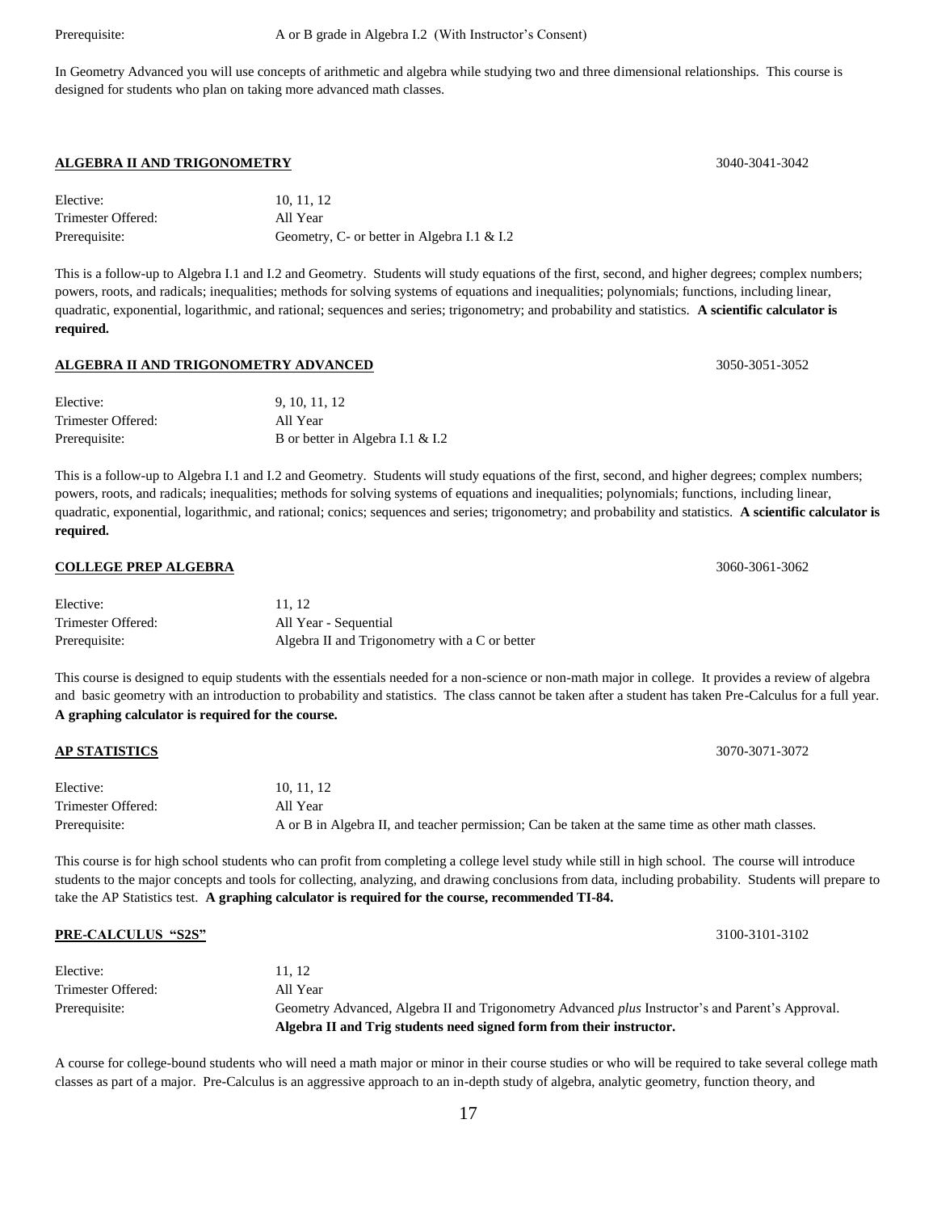| | |
|---|---|
| Prerequisite: | A or B grade in Algebra I.2 (With Instructor's Consent) |

In Geometry Advanced you will use concepts of arithmetic and algebra while studying two and three dimensional relationships. This course is designed for students who plan on taking more advanced math classes.

## ALGEBRA II AND TRIGONOMETRY 3040-3041-3042

| | |
|---|---|
| Elective: | 10, 11, 12 |
| Trimester Offered: | All Year |
| Prerequisite: | Geometry, C- or better in Algebra I.1 & I.2 |

This is a follow-up to Algebra I.1 and I.2 and Geometry. Students will study equations of the first, second, and higher degrees; complex numbers; powers, roots, and radicals; inequalities; methods for solving systems of equations and inequalities; polynomials; functions, including linear, quadratic, exponential, logarithmic, and rational; sequences and series; trigonometry; and probability and statistics. **A scientific calculator is required.**

## ALGEBRA II AND TRIGONOMETRY ADVANCED 3050-3051-3052

| | |
|---|---|
| Elective: | 9, 10, 11, 12 |
| Trimester Offered: | All Year |
| Prerequisite: | B or better in Algebra I.1 & I.2 |

This is a follow-up to Algebra I.1 and I.2 and Geometry. Students will study equations of the first, second, and higher degrees; complex numbers; powers, roots, and radicals; inequalities; methods for solving systems of equations and inequalities; polynomials; functions, including linear, quadratic, exponential, logarithmic, and rational; conics; sequences and series; trigonometry; and probability and statistics. **A scientific calculator is required.**

## COLLEGE PREP ALGEBRA 3060-3061-3062

| | |
|---|---|
| Elective: | 11, 12 |
| Trimester Offered: | All Year - Sequential |
| Prerequisite: | Algebra II and Trigonometry with a C or better |

This course is designed to equip students with the essentials needed for a non-science or non-math major in college. It provides a review of algebra and basic geometry with an introduction to probability and statistics. The class cannot be taken after a student has taken Pre-Calculus for a full year. **A graphing calculator is required for the course.**

## AP STATISTICS 3070-3071-3072

| | |
|---|---|
| Elective: | 10, 11, 12 |
| Trimester Offered: | All Year |
| Prerequisite: | A or B in Algebra II, and teacher permission; Can be taken at the same time as other math classes. |

This course is for high school students who can profit from completing a college level study while still in high school. The course will introduce students to the major concepts and tools for collecting, analyzing, and drawing conclusions from data, including probability. Students will prepare to take the AP Statistics test. **A graphing calculator is required for the course, recommended TI-84.**

## PRE-CALCULUS "S2S" 3100-3101-3102

| | |
|---|---|
| Elective: | 11, 12 |
| Trimester Offered: | All Year |
| Prerequisite: | Geometry Advanced, Algebra II and Trigonometry Advanced *plus* Instructor's and Parent's Approval. **Algebra II and Trig students need signed form from their instructor.** |

A course for college-bound students who will need a math major or minor in their course studies or who will be required to take several college math classes as part of a major. Pre-Calculus is an aggressive approach to an in-depth study of algebra, analytic geometry, function theory, and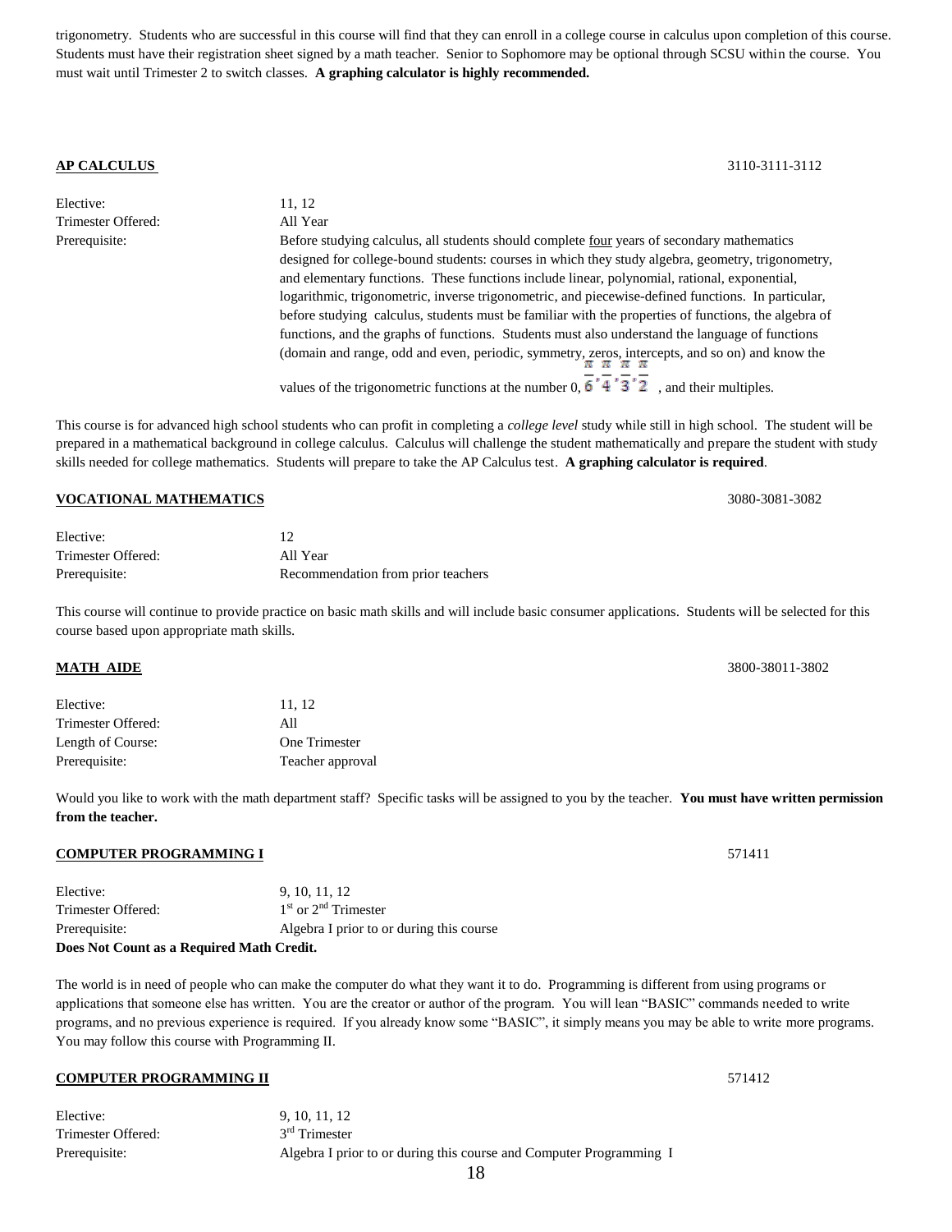trigonometry. Students who are successful in this course will find that they can enroll in a college course in calculus upon completion of this course. Students must have their registration sheet signed by a math teacher. Senior to Sophomore may be optional through SCSU within the course. You must wait until Trimester 2 to switch classes. **A graphing calculator is highly recommended.**

**AP CALCULUS** 3110-3111-3112

| | |
|---|---|
| Elective: | 11, 12 |
| Trimester Offered: | All Year |
| Prerequisite: | Before studying calculus, all students should complete four years of secondary mathematics designed for college-bound students: courses in which they study algebra, geometry, trigonometry, and elementary functions. These functions include linear, polynomial, rational, exponential, logarithmic, trigonometric, inverse trigonometric, and piecewise-defined functions. In particular, before studying calculus, students must be familiar with the properties of functions, the algebra of functions, and the graphs of functions. Students must also understand the language of functions (domain and range, odd and even, periodic, symmetry, zeros, intercepts, and so on) and know the values of the trigonometric functions at the number 0, $\frac{\pi}{6}, \frac{\pi}{4}, \frac{\pi}{3}, \frac{\pi}{2}$ , and their multiples. |

This course is for advanced high school students who can profit in completing a *college level* study while still in high school. The student will be prepared in a mathematical background in college calculus. Calculus will challenge the student mathematically and prepare the student with study skills needed for college mathematics. Students will prepare to take the AP Calculus test. **A graphing calculator is required**.

**VOCATIONAL MATHEMATICS** 3080-3081-3082

| | |
|---|---|
| Elective: | 12 |
| Trimester Offered: | All Year |
| Prerequisite: | Recommendation from prior teachers |

This course will continue to provide practice on basic math skills and will include basic consumer applications. Students will be selected for this course based upon appropriate math skills.

**MATH AIDE** 3800-38011-3802

| | |
|---|---|
| Elective: | 11, 12 |
| Trimester Offered: | All |
| Length of Course: | One Trimester |
| Prerequisite: | Teacher approval |

Would you like to work with the math department staff? Specific tasks will be assigned to you by the teacher. **You must have written permission from the teacher.**

**COMPUTER PROGRAMMING I** 571411

| | |
|---|---|
| Elective: | 9, 10, 11, 12 |
| Trimester Offered: | 1st or 2nd Trimester |
| Prerequisite: | Algebra I prior to or during this course |

**Does Not Count as a Required Math Credit.**

The world is in need of people who can make the computer do what they want it to do. Programming is different from using programs or applications that someone else has written. You are the creator or author of the program. You will lean "BASIC" commands needed to write programs, and no previous experience is required. If you already know some "BASIC", it simply means you may be able to write more programs. You may follow this course with Programming II.

**COMPUTER PROGRAMMING II** 571412

| | |
|---|---|
| Elective: | 9, 10, 11, 12 |
| Trimester Offered: | 3rd Trimester |
| Prerequisite: | Algebra I prior to or during this course and Computer Programming I |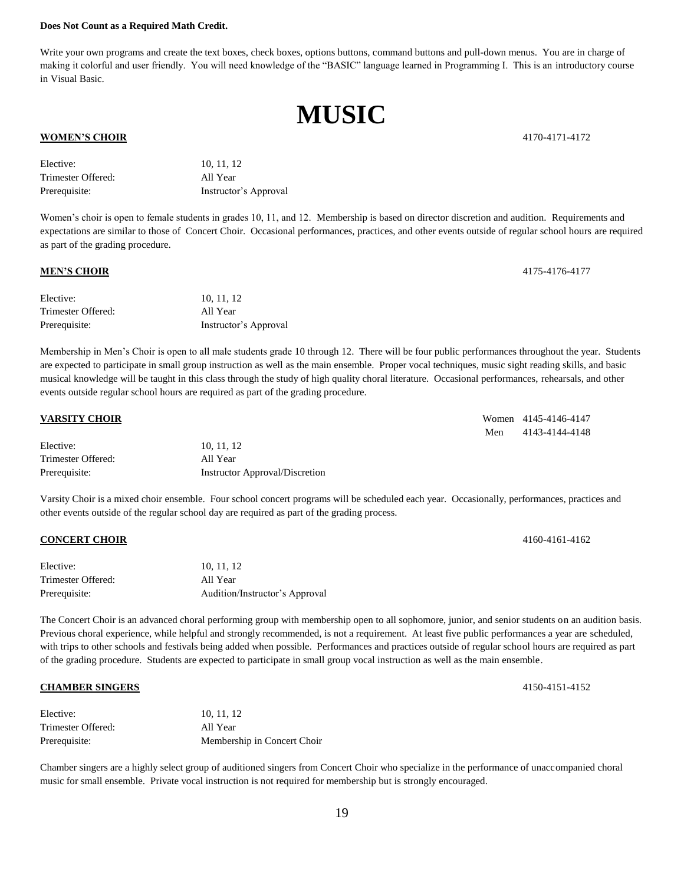**Does Not Count as a Required Math Credit.**

Write your own programs and create the text boxes, check boxes, options buttons, command buttons and pull-down menus. You are in charge of making it colorful and user friendly. You will need knowledge of the "BASIC" language learned in Programming I. This is an introductory course in Visual Basic.

# MUSIC

## WOMEN'S CHOIR 4170-4171-4172

Elective: 10, 11, 12
Trimester Offered: All Year
Prerequisite: Instructor's Approval

Women's choir is open to female students in grades 10, 11, and 12. Membership is based on director discretion and audition. Requirements and expectations are similar to those of Concert Choir. Occasional performances, practices, and other events outside of regular school hours are required as part of the grading procedure.

## MEN'S CHOIR 4175-4176-4177

Elective: 10, 11, 12
Trimester Offered: All Year
Prerequisite: Instructor's Approval

Membership in Men's Choir is open to all male students grade 10 through 12. There will be four public performances throughout the year. Students are expected to participate in small group instruction as well as the main ensemble. Proper vocal techniques, music sight reading skills, and basic musical knowledge will be taught in this class through the study of high quality choral literature. Occasional performances, rehearsals, and other events outside regular school hours are required as part of the grading procedure.

## VARSITY CHOIR

Women 4145-4146-4147
Men 4143-4144-4148

Elective: 10, 11, 12
Trimester Offered: All Year
Prerequisite: Instructor Approval/Discretion

Varsity Choir is a mixed choir ensemble. Four school concert programs will be scheduled each year. Occasionally, performances, practices and other events outside of the regular school day are required as part of the grading process.

## CONCERT CHOIR 4160-4161-4162

Elective: 10, 11, 12
Trimester Offered: All Year
Prerequisite: Audition/Instructor's Approval

The Concert Choir is an advanced choral performing group with membership open to all sophomore, junior, and senior students on an audition basis. Previous choral experience, while helpful and strongly recommended, is not a requirement. At least five public performances a year are scheduled, with trips to other schools and festivals being added when possible. Performances and practices outside of regular school hours are required as part of the grading procedure. Students are expected to participate in small group vocal instruction as well as the main ensemble.

## CHAMBER SINGERS 4150-4151-4152

Elective: 10, 11, 12
Trimester Offered: All Year
Prerequisite: Membership in Concert Choir

Chamber singers are a highly select group of auditioned singers from Concert Choir who specialize in the performance of unaccompanied choral music for small ensemble. Private vocal instruction is not required for membership but is strongly encouraged.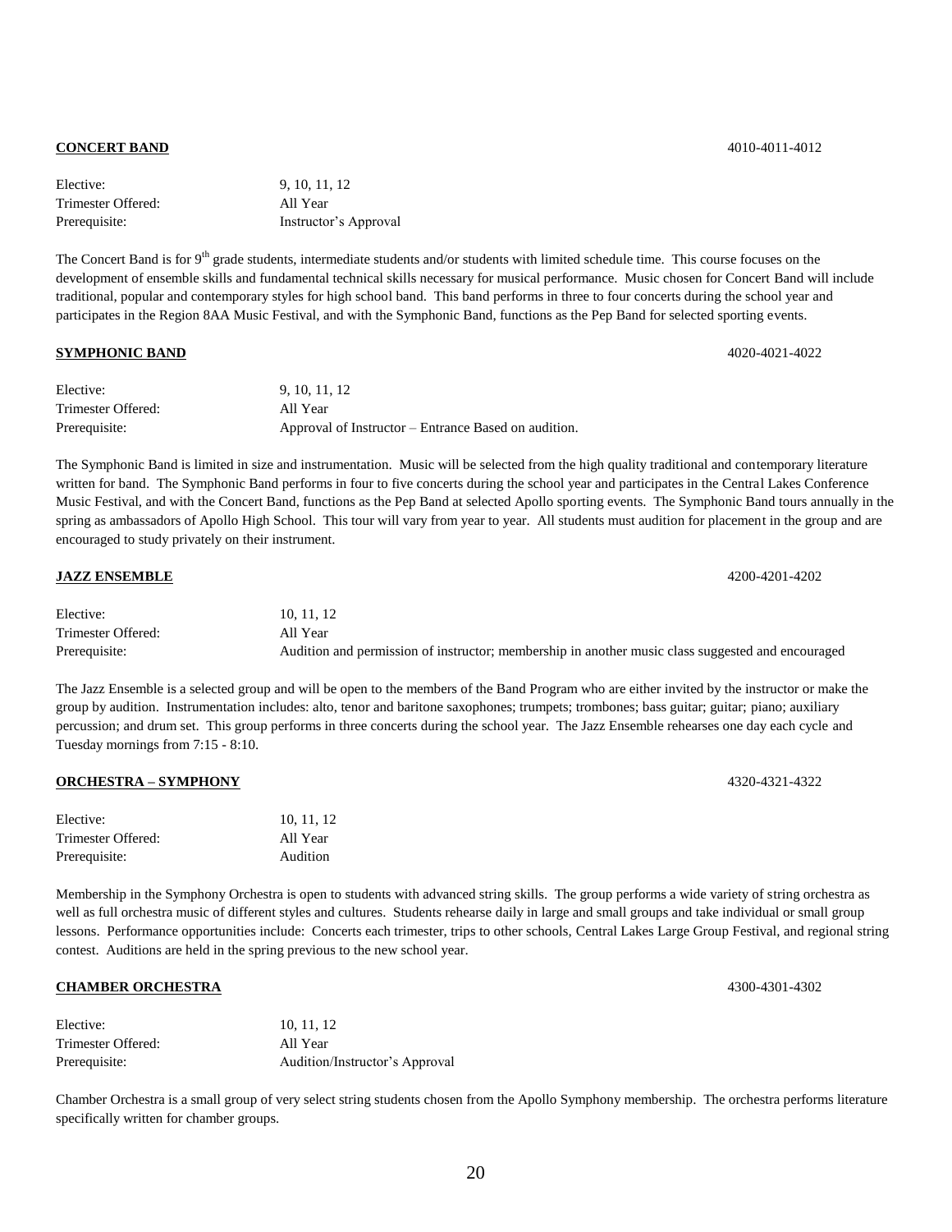**CONCERT BAND** 4010-4011-4012

| | |
|---|---|
| Elective: | 9, 10, 11, 12 |
| Trimester Offered: | All Year |
| Prerequisite: | Instructor's Approval |

The Concert Band is for 9th grade students, intermediate students and/or students with limited schedule time. This course focuses on the development of ensemble skills and fundamental technical skills necessary for musical performance. Music chosen for Concert Band will include traditional, popular and contemporary styles for high school band. This band performs in three to four concerts during the school year and participates in the Region 8AA Music Festival, and with the Symphonic Band, functions as the Pep Band for selected sporting events.

**SYMPHONIC BAND** 4020-4021-4022

| | |
|---|---|
| Elective: | 9, 10, 11, 12 |
| Trimester Offered: | All Year |
| Prerequisite: | Approval of Instructor – Entrance Based on audition. |

The Symphonic Band is limited in size and instrumentation. Music will be selected from the high quality traditional and contemporary literature written for band. The Symphonic Band performs in four to five concerts during the school year and participates in the Central Lakes Conference Music Festival, and with the Concert Band, functions as the Pep Band at selected Apollo sporting events. The Symphonic Band tours annually in the spring as ambassadors of Apollo High School. This tour will vary from year to year. All students must audition for placement in the group and are encouraged to study privately on their instrument.

**JAZZ ENSEMBLE** 4200-4201-4202

| | |
|---|---|
| Elective: | 10, 11, 12 |
| Trimester Offered: | All Year |
| Prerequisite: | Audition and permission of instructor; membership in another music class suggested and encouraged |

The Jazz Ensemble is a selected group and will be open to the members of the Band Program who are either invited by the instructor or make the group by audition. Instrumentation includes: alto, tenor and baritone saxophones; trumpets; trombones; bass guitar; guitar; piano; auxiliary percussion; and drum set. This group performs in three concerts during the school year. The Jazz Ensemble rehearses one day each cycle and Tuesday mornings from 7:15 - 8:10.

**ORCHESTRA – SYMPHONY** 4320-4321-4322

| | |
|---|---|
| Elective: | 10, 11, 12 |
| Trimester Offered: | All Year |
| Prerequisite: | Audition |

Membership in the Symphony Orchestra is open to students with advanced string skills. The group performs a wide variety of string orchestra as well as full orchestra music of different styles and cultures. Students rehearse daily in large and small groups and take individual or small group lessons. Performance opportunities include: Concerts each trimester, trips to other schools, Central Lakes Large Group Festival, and regional string contest. Auditions are held in the spring previous to the new school year.

**CHAMBER ORCHESTRA** 4300-4301-4302

| | |
|---|---|
| Elective: | 10, 11, 12 |
| Trimester Offered: | All Year |
| Prerequisite: | Audition/Instructor's Approval |

Chamber Orchestra is a small group of very select string students chosen from the Apollo Symphony membership. The orchestra performs literature specifically written for chamber groups.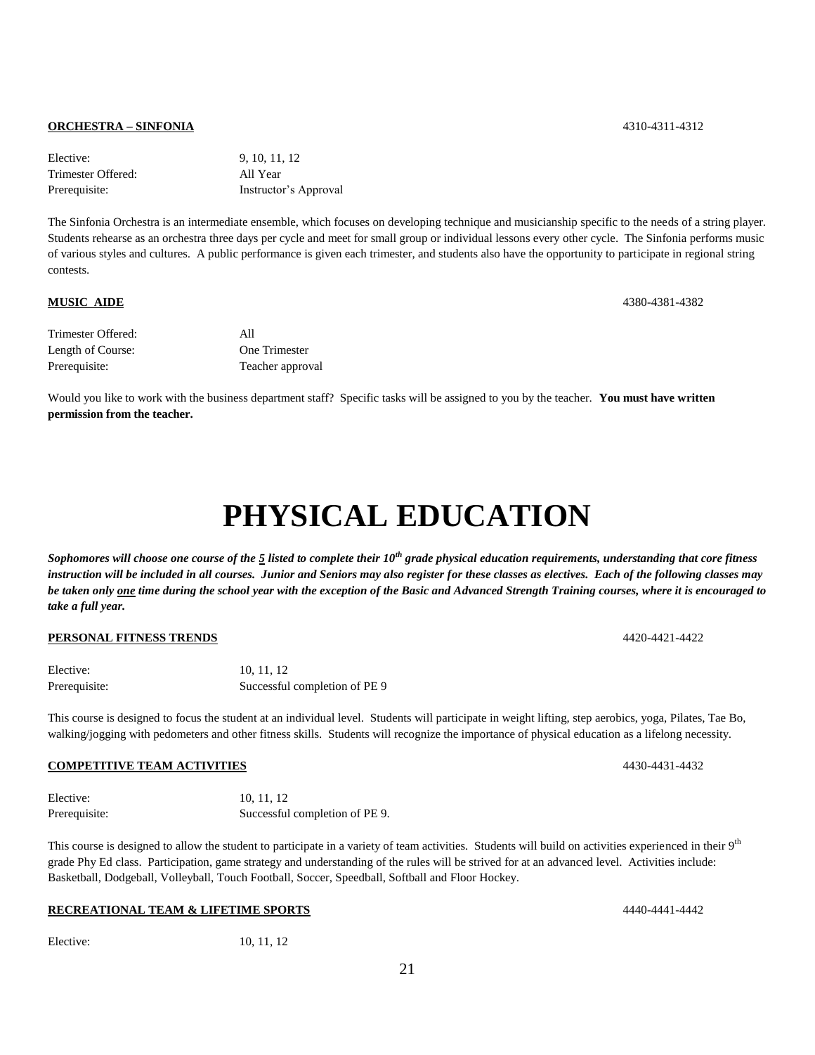**ORCHESTRA – SINFONIA** 4310-4311-4312

| | |
|---|---|
| Elective: | 9, 10, 11, 12 |
| Trimester Offered: | All Year |
| Prerequisite: | Instructor's Approval |

The Sinfonia Orchestra is an intermediate ensemble, which focuses on developing technique and musicianship specific to the needs of a string player. Students rehearse as an orchestra three days per cycle and meet for small group or individual lessons every other cycle. The Sinfonia performs music of various styles and cultures. A public performance is given each trimester, and students also have the opportunity to participate in regional string contests.

**MUSIC AIDE** 4380-4381-4382

| | |
|---|---|
| Trimester Offered: | All |
| Length of Course: | One Trimester |
| Prerequisite: | Teacher approval |

Would you like to work with the business department staff? Specific tasks will be assigned to you by the teacher. **You must have written permission from the teacher.**

# PHYSICAL EDUCATION

***Sophomores will choose one course of the 5 listed to complete their 10th grade physical education requirements, understanding that core fitness instruction will be included in all courses. Junior and Seniors may also register for these classes as electives. Each of the following classes may be taken only one time during the school year with the exception of the Basic and Advanced Strength Training courses, where it is encouraged to take a full year.***

**PERSONAL FITNESS TRENDS** 4420-4421-4422

| | |
|---|---|
| Elective: | 10, 11, 12 |
| Prerequisite: | Successful completion of PE 9 |

This course is designed to focus the student at an individual level. Students will participate in weight lifting, step aerobics, yoga, Pilates, Tae Bo, walking/jogging with pedometers and other fitness skills. Students will recognize the importance of physical education as a lifelong necessity.

**COMPETITIVE TEAM ACTIVITIES** 4430-4431-4432

| | |
|---|---|
| Elective: | 10, 11, 12 |
| Prerequisite: | Successful completion of PE 9. |

This course is designed to allow the student to participate in a variety of team activities. Students will build on activities experienced in their 9th grade Phy Ed class. Participation, game strategy and understanding of the rules will be strived for at an advanced level. Activities include: Basketball, Dodgeball, Volleyball, Touch Football, Soccer, Speedball, Softball and Floor Hockey.

**RECREATIONAL TEAM & LIFETIME SPORTS** 4440-4441-4442

| | |
|---|---|
| Elective: | 10, 11, 12 |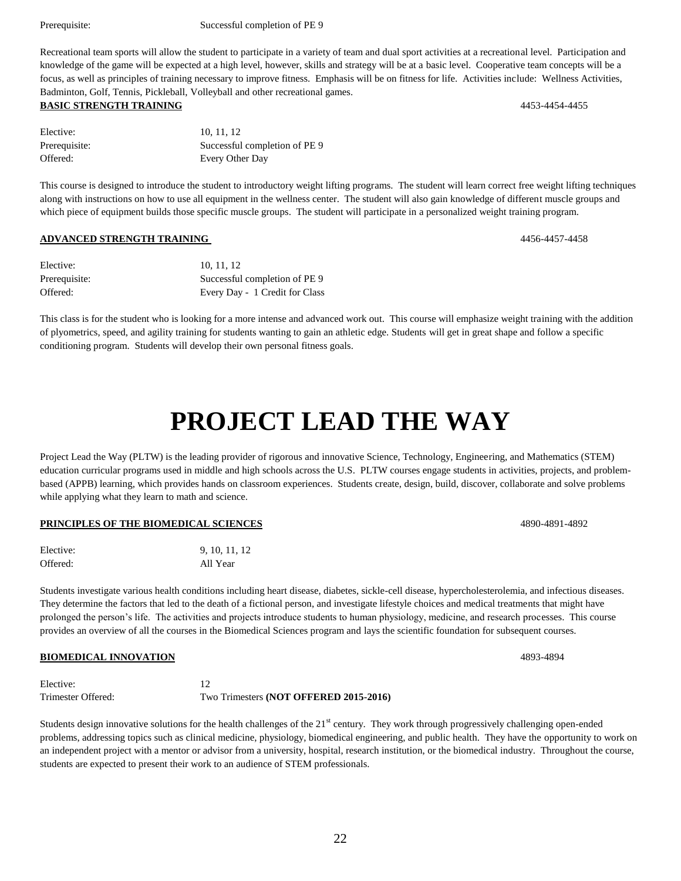Prerequisite: Successful completion of PE 9

Recreational team sports will allow the student to participate in a variety of team and dual sport activities at a recreational level. Participation and knowledge of the game will be expected at a high level, however, skills and strategy will be at a basic level. Cooperative team concepts will be a focus, as well as principles of training necessary to improve fitness. Emphasis will be on fitness for life. Activities include: Wellness Activities, Badminton, Golf, Tennis, Pickleball, Volleyball and other recreational games.

**BASIC STRENGTH TRAINING** 4453-4454-4455

Elective: 10, 11, 12
Prerequisite: Successful completion of PE 9
Offered: Every Other Day

This course is designed to introduce the student to introductory weight lifting programs. The student will learn correct free weight lifting techniques along with instructions on how to use all equipment in the wellness center. The student will also gain knowledge of different muscle groups and which piece of equipment builds those specific muscle groups. The student will participate in a personalized weight training program.

**ADVANCED STRENGTH TRAINING** 4456-4457-4458

Elective: 10, 11, 12
Prerequisite: Successful completion of PE 9
Offered: Every Day - 1 Credit for Class

This class is for the student who is looking for a more intense and advanced work out. This course will emphasize weight training with the addition of plyometrics, speed, and agility training for students wanting to gain an athletic edge. Students will get in great shape and follow a specific conditioning program. Students will develop their own personal fitness goals.

# PROJECT LEAD THE WAY

Project Lead the Way (PLTW) is the leading provider of rigorous and innovative Science, Technology, Engineering, and Mathematics (STEM) education curricular programs used in middle and high schools across the U.S. PLTW courses engage students in activities, projects, and problem-based (APPB) learning, which provides hands on classroom experiences. Students create, design, build, discover, collaborate and solve problems while applying what they learn to math and science.

**PRINCIPLES OF THE BIOMEDICAL SCIENCES** 4890-4891-4892

Elective: 9, 10, 11, 12
Offered: All Year

Students investigate various health conditions including heart disease, diabetes, sickle-cell disease, hypercholesterolemia, and infectious diseases. They determine the factors that led to the death of a fictional person, and investigate lifestyle choices and medical treatments that might have prolonged the person's life. The activities and projects introduce students to human physiology, medicine, and research processes. This course provides an overview of all the courses in the Biomedical Sciences program and lays the scientific foundation for subsequent courses.

**BIOMEDICAL INNOVATION** 4893-4894

Elective: 12
Trimester Offered: Two Trimesters **(NOT OFFERED 2015-2016)**

Students design innovative solutions for the health challenges of the 21st century. They work through progressively challenging open-ended problems, addressing topics such as clinical medicine, physiology, biomedical engineering, and public health. They have the opportunity to work on an independent project with a mentor or advisor from a university, hospital, research institution, or the biomedical industry. Throughout the course, students are expected to present their work to an audience of STEM professionals.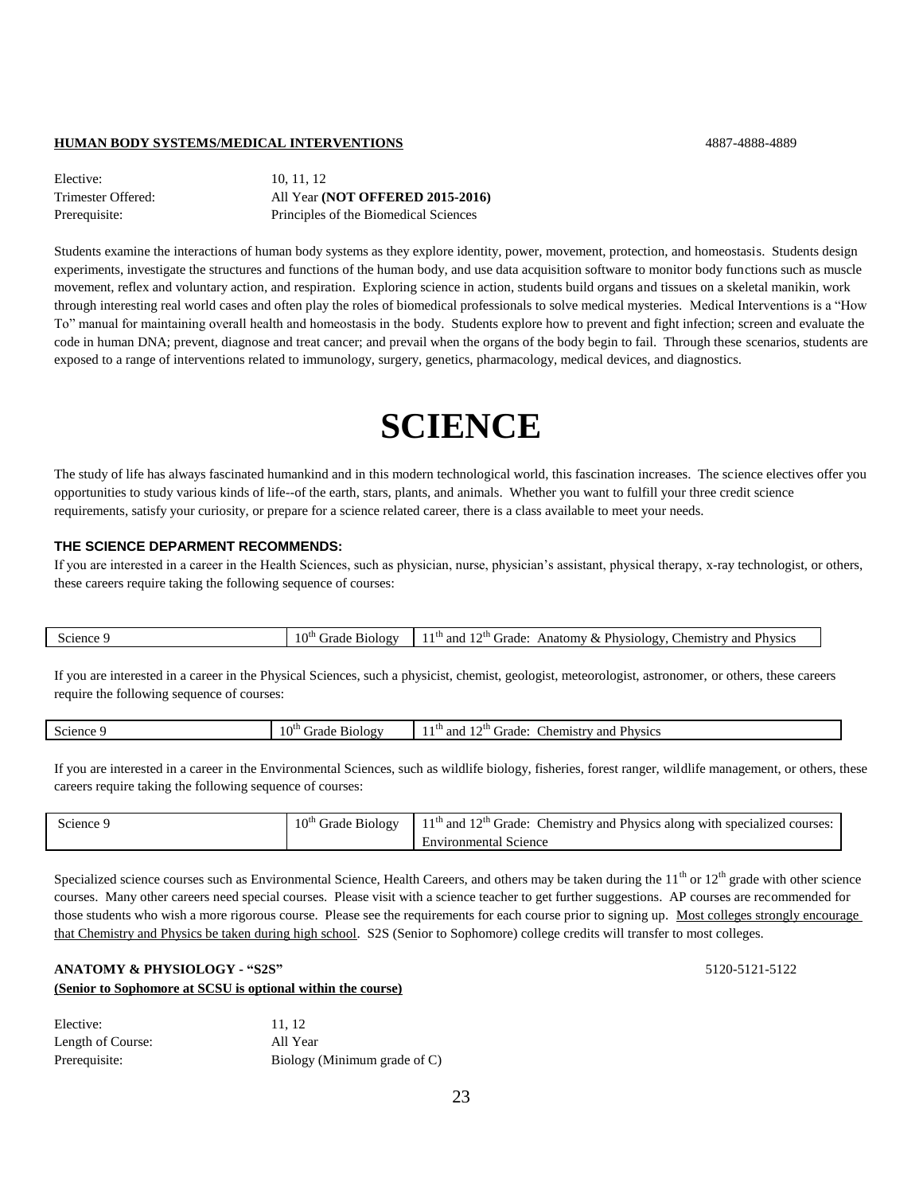**HUMAN BODY SYSTEMS/MEDICAL INTERVENTIONS** 4887-4888-4889

Elective: 10, 11, 12
Trimester Offered: All Year **(NOT OFFERED 2015-2016)**
Prerequisite: Principles of the Biomedical Sciences

Students examine the interactions of human body systems as they explore identity, power, movement, protection, and homeostasis. Students design experiments, investigate the structures and functions of the human body, and use data acquisition software to monitor body functions such as muscle movement, reflex and voluntary action, and respiration. Exploring science in action, students build organs and tissues on a skeletal manikin, work through interesting real world cases and often play the roles of biomedical professionals to solve medical mysteries. Medical Interventions is a "How To" manual for maintaining overall health and homeostasis in the body. Students explore how to prevent and fight infection; screen and evaluate the code in human DNA; prevent, diagnose and treat cancer; and prevail when the organs of the body begin to fail. Through these scenarios, students are exposed to a range of interventions related to immunology, surgery, genetics, pharmacology, medical devices, and diagnostics.

# SCIENCE

The study of life has always fascinated humankind and in this modern technological world, this fascination increases. The science electives offer you opportunities to study various kinds of life--of the earth, stars, plants, and animals. Whether you want to fulfill your three credit science requirements, satisfy your curiosity, or prepare for a science related career, there is a class available to meet your needs.

**THE SCIENCE DEPARMENT RECOMMENDS:**

If you are interested in a career in the Health Sciences, such as physician, nurse, physician's assistant, physical therapy, x-ray technologist, or others, these careers require taking the following sequence of courses:

| Science 9 | 10th Grade Biology | 11th and 12th Grade: Anatomy & Physiology, Chemistry and Physics |
|---|---|---|

If you are interested in a career in the Physical Sciences, such a physicist, chemist, geologist, meteorologist, astronomer, or others, these careers require the following sequence of courses:

| Science 9 | 10th Grade Biology | 11th and 12th Grade: Chemistry and Physics |
|---|---|---|

If you are interested in a career in the Environmental Sciences, such as wildlife biology, fisheries, forest ranger, wildlife management, or others, these careers require taking the following sequence of courses:

| Science 9 | 10th Grade Biology | 11th and 12th Grade: Chemistry and Physics along with specialized courses: Environmental Science |
|---|---|---|

Specialized science courses such as Environmental Science, Health Careers, and others may be taken during the 11th or 12th grade with other science courses. Many other careers need special courses. Please visit with a science teacher to get further suggestions. AP courses are recommended for those students who wish a more rigorous course. Please see the requirements for each course prior to signing up. <u>Most colleges strongly encourage that Chemistry and Physics be taken during high school</u>. S2S (Senior to Sophomore) college credits will transfer to most colleges.

**ANATOMY & PHYSIOLOGY - "S2S"** 5120-5121-5122
**<u>(Senior to Sophomore at SCSU is optional within the course)</u>**

Elective: 11, 12
Length of Course: All Year
Prerequisite: Biology (Minimum grade of C)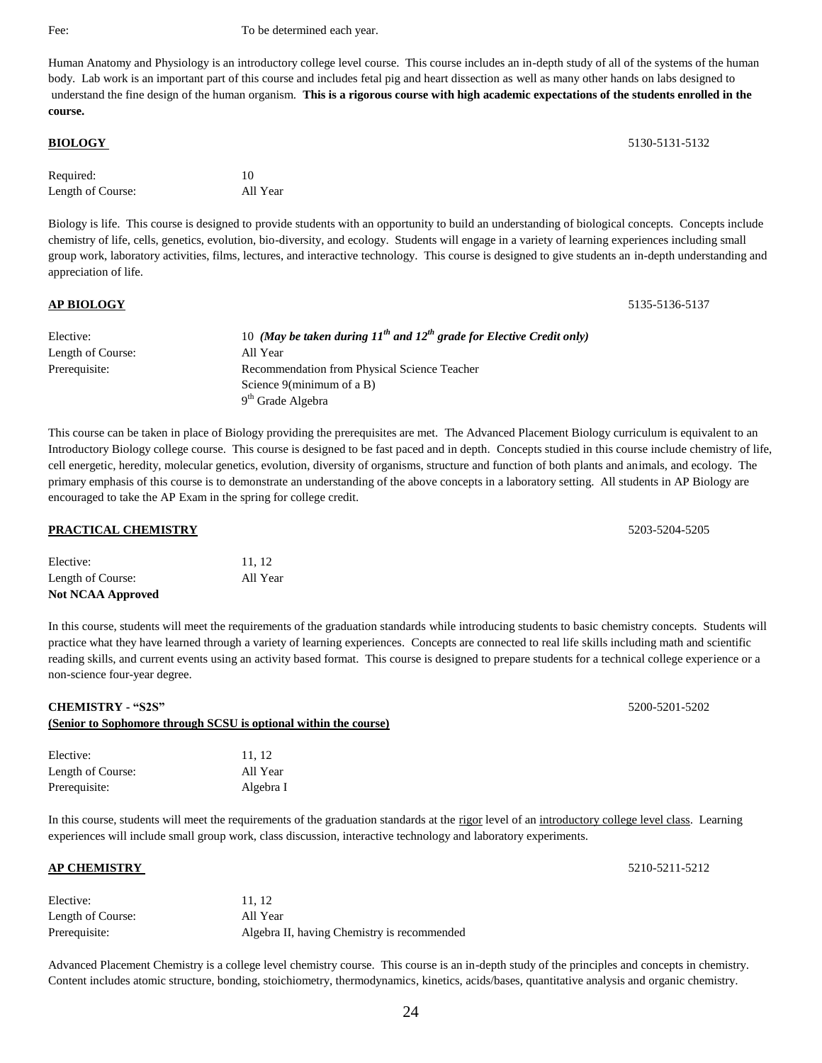Fee: To be determined each year.

Human Anatomy and Physiology is an introductory college level course. This course includes an in-depth study of all of the systems of the human body. Lab work is an important part of this course and includes fetal pig and heart dissection as well as many other hands on labs designed to understand the fine design of the human organism. **This is a rigorous course with high academic expectations of the students enrolled in the course.**

## BIOLOGY 5130-5131-5132

Required: 10
Length of Course: All Year

Biology is life. This course is designed to provide students with an opportunity to build an understanding of biological concepts. Concepts include chemistry of life, cells, genetics, evolution, bio-diversity, and ecology. Students will engage in a variety of learning experiences including small group work, laboratory activities, films, lectures, and interactive technology. This course is designed to give students an in-depth understanding and appreciation of life.

## AP BIOLOGY 5135-5136-5137

Elective: 10 ***(May be taken during 11th and 12th grade for Elective Credit only)***
Length of Course: All Year
Prerequisite: Recommendation from Physical Science Teacher
Science 9(minimum of a B)
9th Grade Algebra

This course can be taken in place of Biology providing the prerequisites are met. The Advanced Placement Biology curriculum is equivalent to an Introductory Biology college course. This course is designed to be fast paced and in depth. Concepts studied in this course include chemistry of life, cell energetic, heredity, molecular genetics, evolution, diversity of organisms, structure and function of both plants and animals, and ecology. The primary emphasis of this course is to demonstrate an understanding of the above concepts in a laboratory setting. All students in AP Biology are encouraged to take the AP Exam in the spring for college credit.

## PRACTICAL CHEMISTRY 5203-5204-5205

Elective: 11, 12
Length of Course: All Year
**Not NCAA Approved**

In this course, students will meet the requirements of the graduation standards while introducing students to basic chemistry concepts. Students will practice what they have learned through a variety of learning experiences. Concepts are connected to real life skills including math and scientific reading skills, and current events using an activity based format. This course is designed to prepare students for a technical college experience or a non-science four-year degree.

## CHEMISTRY - "S2S" 5200-5201-5202
**(Senior to Sophomore through SCSU is optional within the course)**

Elective: 11, 12
Length of Course: All Year
Prerequisite: Algebra I

In this course, students will meet the requirements of the graduation standards at the rigor level of an introductory college level class. Learning experiences will include small group work, class discussion, interactive technology and laboratory experiments.

## AP CHEMISTRY 5210-5211-5212

Elective: 11, 12
Length of Course: All Year
Prerequisite: Algebra II, having Chemistry is recommended

Advanced Placement Chemistry is a college level chemistry course. This course is an in-depth study of the principles and concepts in chemistry. Content includes atomic structure, bonding, stoichiometry, thermodynamics, kinetics, acids/bases, quantitative analysis and organic chemistry.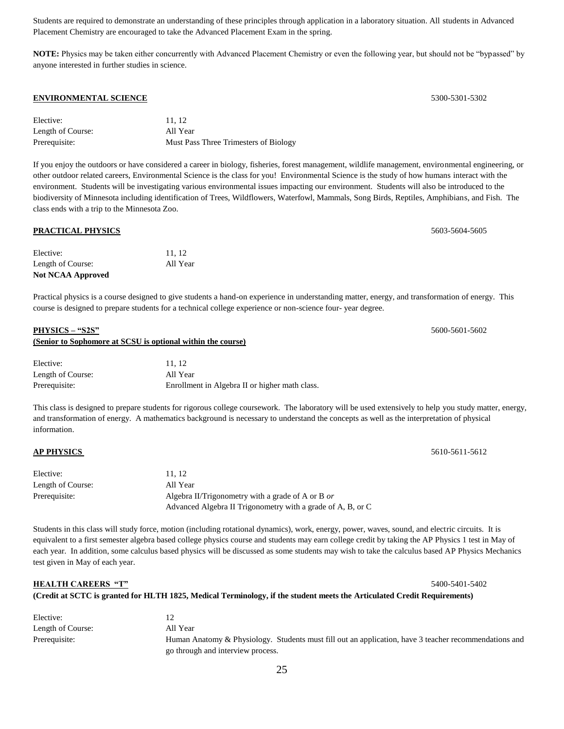Students are required to demonstrate an understanding of these principles through application in a laboratory situation. All students in Advanced Placement Chemistry are encouraged to take the Advanced Placement Exam in the spring.

**NOTE:** Physics may be taken either concurrently with Advanced Placement Chemistry or even the following year, but should not be "bypassed" by anyone interested in further studies in science.

### ENVIRONMENTAL SCIENCE 5300-5301-5302

| | |
|---|---|
| Elective: | 11, 12 |
| Length of Course: | All Year |
| Prerequisite: | Must Pass Three Trimesters of Biology |

If you enjoy the outdoors or have considered a career in biology, fisheries, forest management, wildlife management, environmental engineering, or other outdoor related careers, Environmental Science is the class for you! Environmental Science is the study of how humans interact with the environment. Students will be investigating various environmental issues impacting our environment. Students will also be introduced to the biodiversity of Minnesota including identification of Trees, Wildflowers, Waterfowl, Mammals, Song Birds, Reptiles, Amphibians, and Fish. The class ends with a trip to the Minnesota Zoo.

### PRACTICAL PHYSICS 5603-5604-5605

| | |
|---|---|
| Elective: | 11, 12 |
| Length of Course: | All Year |
| **Not NCAA Approved** | |

Practical physics is a course designed to give students a hand-on experience in understanding matter, energy, and transformation of energy. This course is designed to prepare students for a technical college experience or non-science four- year degree.

### PHYSICS – "S2S" 5600-5601-5602

**(Senior to Sophomore at SCSU is optional within the course)**

| | |
|---|---|
| Elective: | 11, 12 |
| Length of Course: | All Year |
| Prerequisite: | Enrollment in Algebra II or higher math class. |

This class is designed to prepare students for rigorous college coursework. The laboratory will be used extensively to help you study matter, energy, and transformation of energy. A mathematics background is necessary to understand the concepts as well as the interpretation of physical information.

### AP PHYSICS 5610-5611-5612

| | |
|---|---|
| Elective: | 11, 12 |
| Length of Course: | All Year |
| Prerequisite: | Algebra II/Trigonometry with a grade of A or B *or* Advanced Algebra II Trigonometry with a grade of A, B, or C |

Students in this class will study force, motion (including rotational dynamics), work, energy, power, waves, sound, and electric circuits. It is equivalent to a first semester algebra based college physics course and students may earn college credit by taking the AP Physics 1 test in May of each year. In addition, some calculus based physics will be discussed as some students may wish to take the calculus based AP Physics Mechanics test given in May of each year.

### HEALTH CAREERS "T" 5400-5401-5402

**(Credit at SCTC is granted for HLTH 1825, Medical Terminology, if the student meets the Articulated Credit Requirements)**

| | |
|---|---|
| Elective: | 12 |
| Length of Course: | All Year |
| Prerequisite: | Human Anatomy & Physiology. Students must fill out an application, have 3 teacher recommendations and go through and interview process. |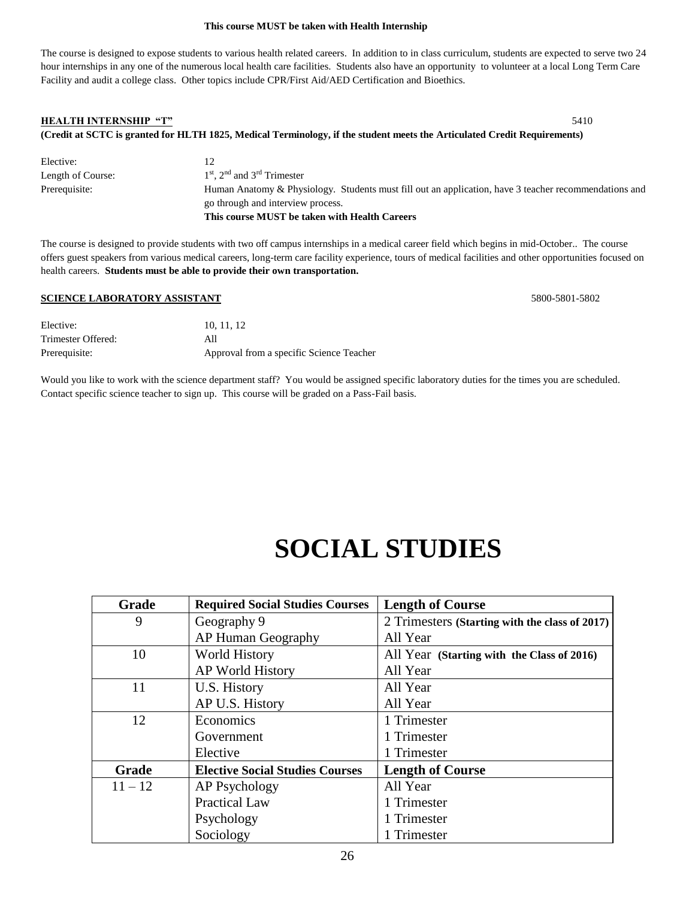**This course MUST be taken with Health Internship**

The course is designed to expose students to various health related careers. In addition to in class curriculum, students are expected to serve two 24 hour internships in any one of the numerous local health care facilities. Students also have an opportunity to volunteer at a local Long Term Care Facility and audit a college class. Other topics include CPR/First Aid/AED Certification and Bioethics.

**HEALTH INTERNSHIP "T"** 5410

**(Credit at SCTC is granted for HLTH 1825, Medical Terminology, if the student meets the Articulated Credit Requirements)**

Elective: 12

Length of Course: 1st, 2nd and 3rd Trimester

Prerequisite: Human Anatomy & Physiology. Students must fill out an application, have 3 teacher recommendations and go through and interview process.

**This course MUST be taken with Health Careers**

The course is designed to provide students with two off campus internships in a medical career field which begins in mid-October.. The course offers guest speakers from various medical careers, long-term care facility experience, tours of medical facilities and other opportunities focused on health careers. **Students must be able to provide their own transportation.**

**SCIENCE LABORATORY ASSISTANT** 5800-5801-5802

Elective: 10, 11, 12

Trimester Offered: All

Prerequisite: Approval from a specific Science Teacher

Would you like to work with the science department staff? You would be assigned specific laboratory duties for the times you are scheduled. Contact specific science teacher to sign up. This course will be graded on a Pass-Fail basis.

# SOCIAL STUDIES

| Grade | Required Social Studies Courses | Length of Course |
|---|---|---|
| 9 | Geography 9 | 2 Trimesters **(Starting with the class of 2017)** |
| | AP Human Geography | All Year |
| 10 | World History | All Year **(Starting with the Class of 2016)** |
| | AP World History | All Year |
| 11 | U.S. History | All Year |
| | AP U.S. History | All Year |
| 12 | Economics | 1 Trimester |
| | Government | 1 Trimester |
| | Elective | 1 Trimester |
| **Grade** | **Elective Social Studies Courses** | **Length of Course** |
| 11 – 12 | AP Psychology | All Year |
| | Practical Law | 1 Trimester |
| | Psychology | 1 Trimester |
| | Sociology | 1 Trimester |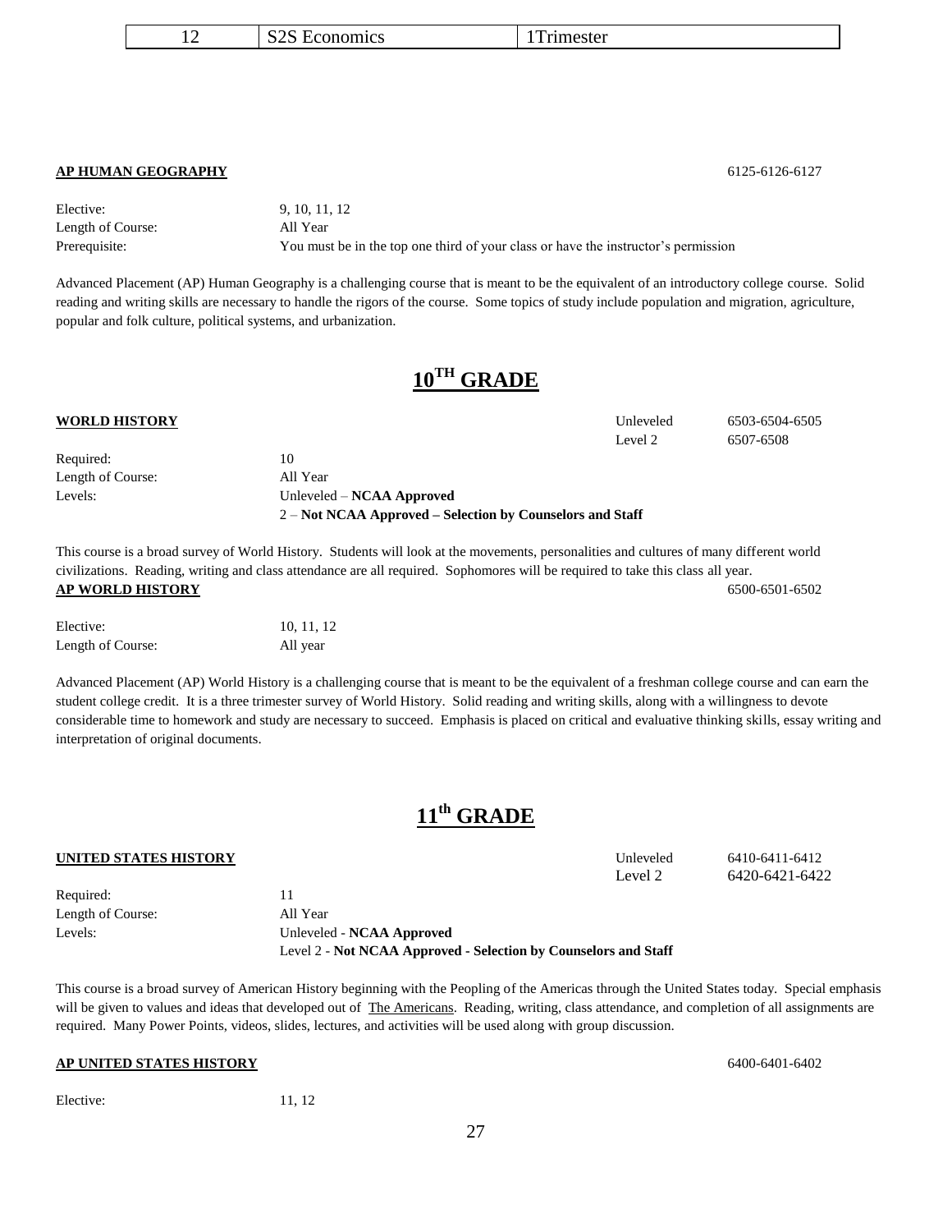| 12 | S2S Economics | 1Trimester |
| --- | --- | --- |

**AP HUMAN GEOGRAPHY** 6125-6126-6127

| | |
| --- | --- |
| Elective: | 9, 10, 11, 12 |
| Length of Course: | All Year |
| Prerequisite: | You must be in the top one third of your class or have the instructor's permission |

Advanced Placement (AP) Human Geography is a challenging course that is meant to be the equivalent of an introductory college course. Solid reading and writing skills are necessary to handle the rigors of the course. Some topics of study include population and migration, agriculture, popular and folk culture, political systems, and urbanization.

## 10TH GRADE

**WORLD HISTORY** Unleveled 6503-6504-6505
Level 2 6507-6508

| | |
| --- | --- |
| Required: | 10 |
| Length of Course: | All Year |
| Levels: | Unleveled – **NCAA Approved** |
| | 2 – **Not NCAA Approved – Selection by Counselors and Staff** |

This course is a broad survey of World History. Students will look at the movements, personalities and cultures of many different world civilizations. Reading, writing and class attendance are all required. Sophomores will be required to take this class all year.

**AP WORLD HISTORY** 6500-6501-6502

| | |
| --- | --- |
| Elective: | 10, 11, 12 |
| Length of Course: | All year |

Advanced Placement (AP) World History is a challenging course that is meant to be the equivalent of a freshman college course and can earn the student college credit. It is a three trimester survey of World History. Solid reading and writing skills, along with a willingness to devote considerable time to homework and study are necessary to succeed. Emphasis is placed on critical and evaluative thinking skills, essay writing and interpretation of original documents.

## 11th GRADE

**UNITED STATES HISTORY** Unleveled 6410-6411-6412
Level 2 6420-6421-6422

| | |
| --- | --- |
| Required: | 11 |
| Length of Course: | All Year |
| Levels: | Unleveled - **NCAA Approved** |
| | Level 2 - **Not NCAA Approved - Selection by Counselors and Staff** |

This course is a broad survey of American History beginning with the Peopling of the Americas through the United States today. Special emphasis will be given to values and ideas that developed out of The Americans. Reading, writing, class attendance, and completion of all assignments are required. Many Power Points, videos, slides, lectures, and activities will be used along with group discussion.

**AP UNITED STATES HISTORY** 6400-6401-6402

| | |
| --- | --- |
| Elective: | 11, 12 |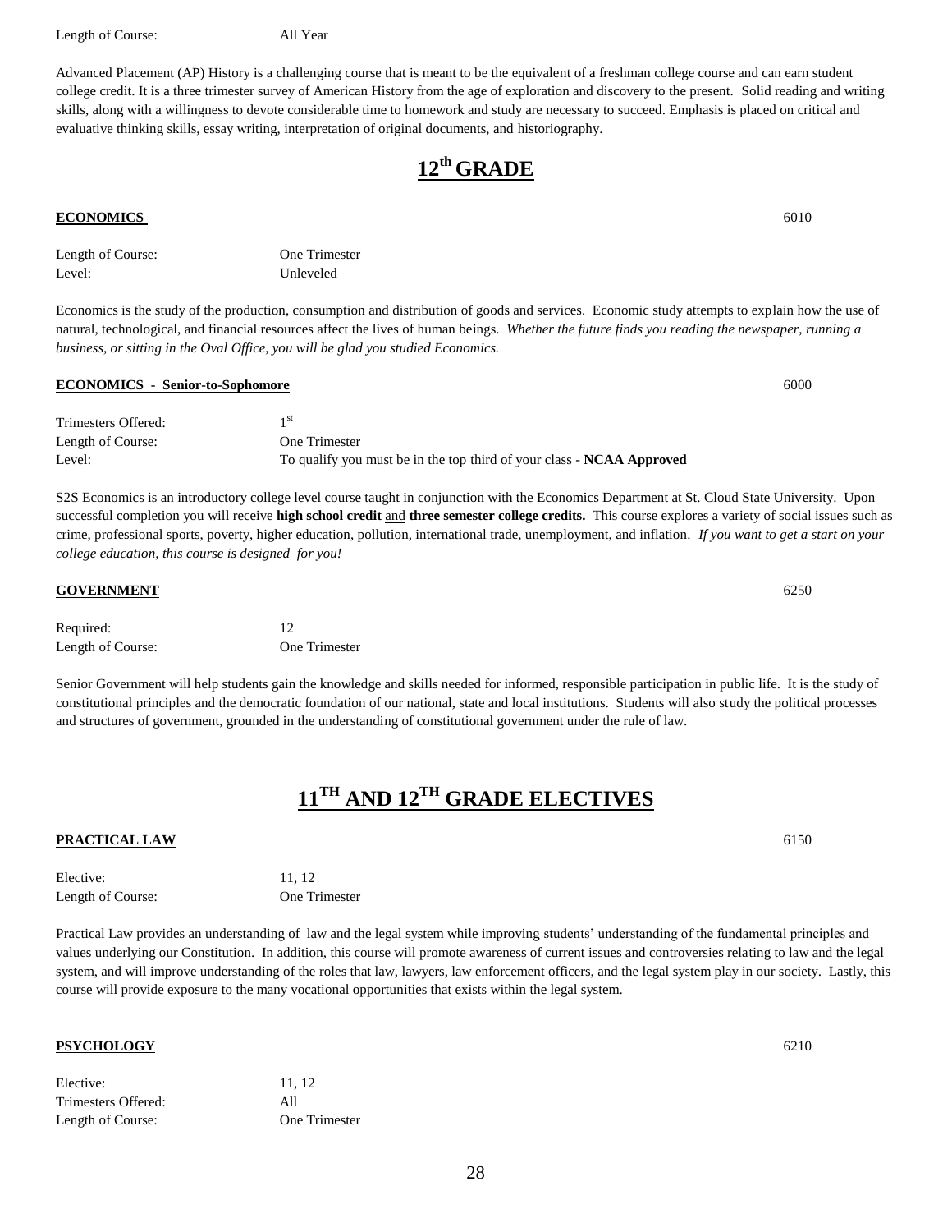Length of Course: All Year

Advanced Placement (AP) History is a challenging course that is meant to be the equivalent of a freshman college course and can earn student college credit. It is a three trimester survey of American History from the age of exploration and discovery to the present. Solid reading and writing skills, along with a willingness to devote considerable time to homework and study are necessary to succeed. Emphasis is placed on critical and evaluative thinking skills, essay writing, interpretation of original documents, and historiography.

# 12th GRADE

**ECONOMICS** 6010

Length of Course: One Trimester
Level: Unleveled

Economics is the study of the production, consumption and distribution of goods and services. Economic study attempts to explain how the use of natural, technological, and financial resources affect the lives of human beings. *Whether the future finds you reading the newspaper, running a business, or sitting in the Oval Office, you will be glad you studied Economics.*

**ECONOMICS - Senior-to-Sophomore** 6000

Trimesters Offered: 1st
Length of Course: One Trimester
Level: To qualify you must be in the top third of your class - **NCAA Approved**

S2S Economics is an introductory college level course taught in conjunction with the Economics Department at St. Cloud State University. Upon successful completion you will receive **high school credit** and **three semester college credits.** This course explores a variety of social issues such as crime, professional sports, poverty, higher education, pollution, international trade, unemployment, and inflation. *If you want to get a start on your college education, this course is designed for you!*

**GOVERNMENT** 6250

Required: 12
Length of Course: One Trimester

Senior Government will help students gain the knowledge and skills needed for informed, responsible participation in public life. It is the study of constitutional principles and the democratic foundation of our national, state and local institutions. Students will also study the political processes and structures of government, grounded in the understanding of constitutional government under the rule of law.

# 11TH AND 12TH GRADE ELECTIVES

**PRACTICAL LAW** 6150

Elective: 11, 12
Length of Course: One Trimester

Practical Law provides an understanding of law and the legal system while improving students' understanding of the fundamental principles and values underlying our Constitution. In addition, this course will promote awareness of current issues and controversies relating to law and the legal system, and will improve understanding of the roles that law, lawyers, law enforcement officers, and the legal system play in our society. Lastly, this course will provide exposure to the many vocational opportunities that exists within the legal system.

**PSYCHOLOGY** 6210

Elective: 11, 12
Trimesters Offered: All
Length of Course: One Trimester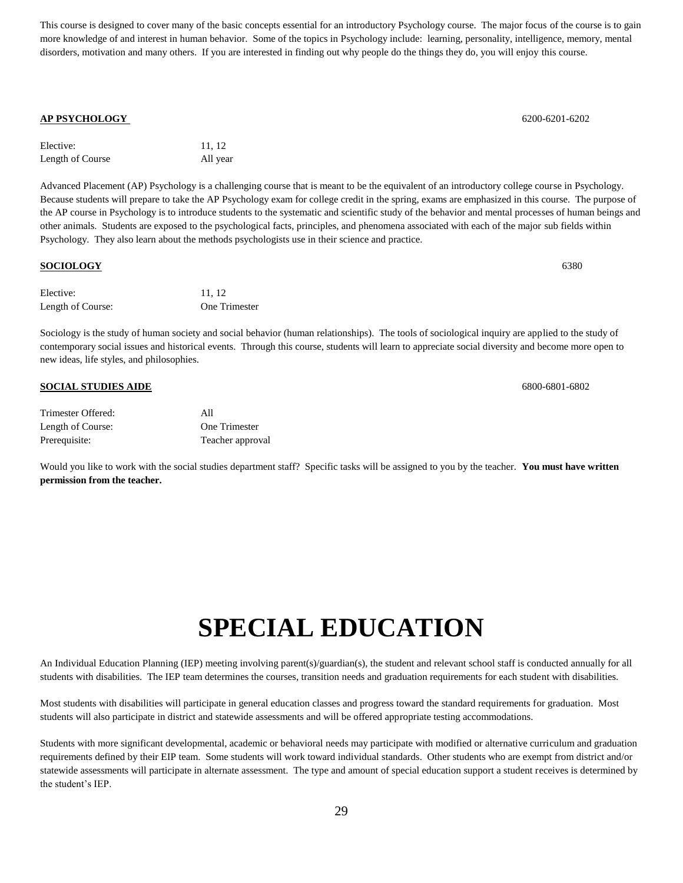This course is designed to cover many of the basic concepts essential for an introductory Psychology course. The major focus of the course is to gain more knowledge of and interest in human behavior. Some of the topics in Psychology include: learning, personality, intelligence, memory, mental disorders, motivation and many others. If you are interested in finding out why people do the things they do, you will enjoy this course.

**AP PSYCHOLOGY** 6200-6201-6202

| | |
|---|---|
| Elective: | 11, 12 |
| Length of Course | All year |

Advanced Placement (AP) Psychology is a challenging course that is meant to be the equivalent of an introductory college course in Psychology. Because students will prepare to take the AP Psychology exam for college credit in the spring, exams are emphasized in this course. The purpose of the AP course in Psychology is to introduce students to the systematic and scientific study of the behavior and mental processes of human beings and other animals. Students are exposed to the psychological facts, principles, and phenomena associated with each of the major sub fields within Psychology. They also learn about the methods psychologists use in their science and practice.

**SOCIOLOGY** 6380

| | |
|---|---|
| Elective: | 11, 12 |
| Length of Course: | One Trimester |

Sociology is the study of human society and social behavior (human relationships). The tools of sociological inquiry are applied to the study of contemporary social issues and historical events. Through this course, students will learn to appreciate social diversity and become more open to new ideas, life styles, and philosophies.

**SOCIAL STUDIES AIDE** 6800-6801-6802

| | |
|---|---|
| Trimester Offered: | All |
| Length of Course: | One Trimester |
| Prerequisite: | Teacher approval |

Would you like to work with the social studies department staff? Specific tasks will be assigned to you by the teacher. **You must have written permission from the teacher.**

# SPECIAL EDUCATION

An Individual Education Planning (IEP) meeting involving parent(s)/guardian(s), the student and relevant school staff is conducted annually for all students with disabilities. The IEP team determines the courses, transition needs and graduation requirements for each student with disabilities.

Most students with disabilities will participate in general education classes and progress toward the standard requirements for graduation. Most students will also participate in district and statewide assessments and will be offered appropriate testing accommodations.

Students with more significant developmental, academic or behavioral needs may participate with modified or alternative curriculum and graduation requirements defined by their EIP team. Some students will work toward individual standards. Other students who are exempt from district and/or statewide assessments will participate in alternate assessment. The type and amount of special education support a student receives is determined by the student's IEP.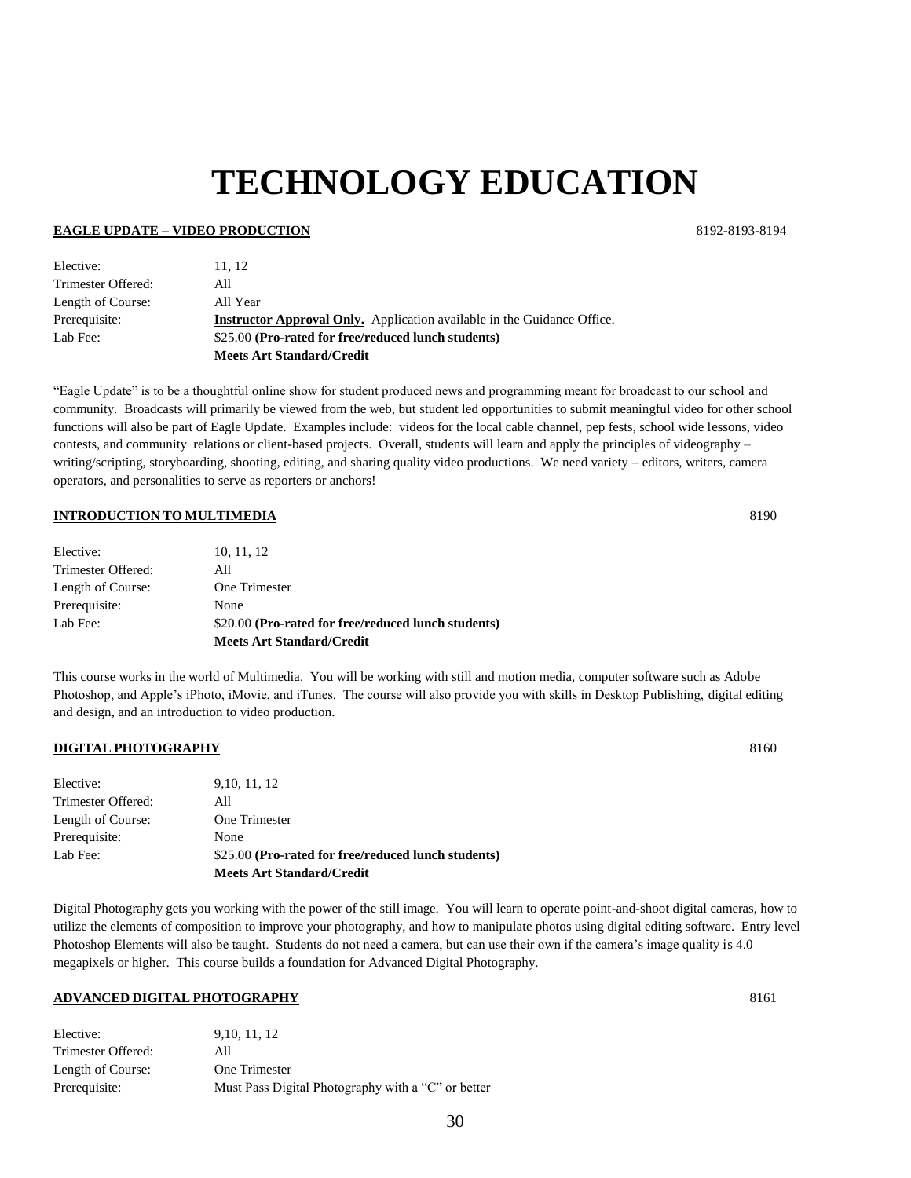# TECHNOLOGY EDUCATION

**EAGLE UPDATE – VIDEO PRODUCTION** 8192-8193-8194

| | |
|---|---|
| Elective: | 11, 12 |
| Trimester Offered: | All |
| Length of Course: | All Year |
| Prerequisite: | **Instructor Approval Only.** Application available in the Guidance Office. |
| Lab Fee: | $25.00 **(Pro-rated for free/reduced lunch students)** |
| | **Meets Art Standard/Credit** |

"Eagle Update" is to be a thoughtful online show for student produced news and programming meant for broadcast to our school and community. Broadcasts will primarily be viewed from the web, but student led opportunities to submit meaningful video for other school functions will also be part of Eagle Update. Examples include: videos for the local cable channel, pep fests, school wide lessons, video contests, and community relations or client-based projects. Overall, students will learn and apply the principles of videography – writing/scripting, storyboarding, shooting, editing, and sharing quality video productions. We need variety – editors, writers, camera operators, and personalities to serve as reporters or anchors!

**INTRODUCTION TO MULTIMEDIA** 8190

| | |
|---|---|
| Elective: | 10, 11, 12 |
| Trimester Offered: | All |
| Length of Course: | One Trimester |
| Prerequisite: | None |
| Lab Fee: | $20.00 **(Pro-rated for free/reduced lunch students)** |
| | **Meets Art Standard/Credit** |

This course works in the world of Multimedia. You will be working with still and motion media, computer software such as Adobe Photoshop, and Apple's iPhoto, iMovie, and iTunes. The course will also provide you with skills in Desktop Publishing, digital editing and design, and an introduction to video production.

**DIGITAL PHOTOGRAPHY** 8160

| | |
|---|---|
| Elective: | 9,10, 11, 12 |
| Trimester Offered: | All |
| Length of Course: | One Trimester |
| Prerequisite: | None |
| Lab Fee: | $25.00 **(Pro-rated for free/reduced lunch students)** |
| | **Meets Art Standard/Credit** |

Digital Photography gets you working with the power of the still image. You will learn to operate point-and-shoot digital cameras, how to utilize the elements of composition to improve your photography, and how to manipulate photos using digital editing software. Entry level Photoshop Elements will also be taught. Students do not need a camera, but can use their own if the camera's image quality is 4.0 megapixels or higher. This course builds a foundation for Advanced Digital Photography.

**ADVANCED DIGITAL PHOTOGRAPHY** 8161

| | |
|---|---|
| Elective: | 9,10, 11, 12 |
| Trimester Offered: | All |
| Length of Course: | One Trimester |
| Prerequisite: | Must Pass Digital Photography with a "C" or better |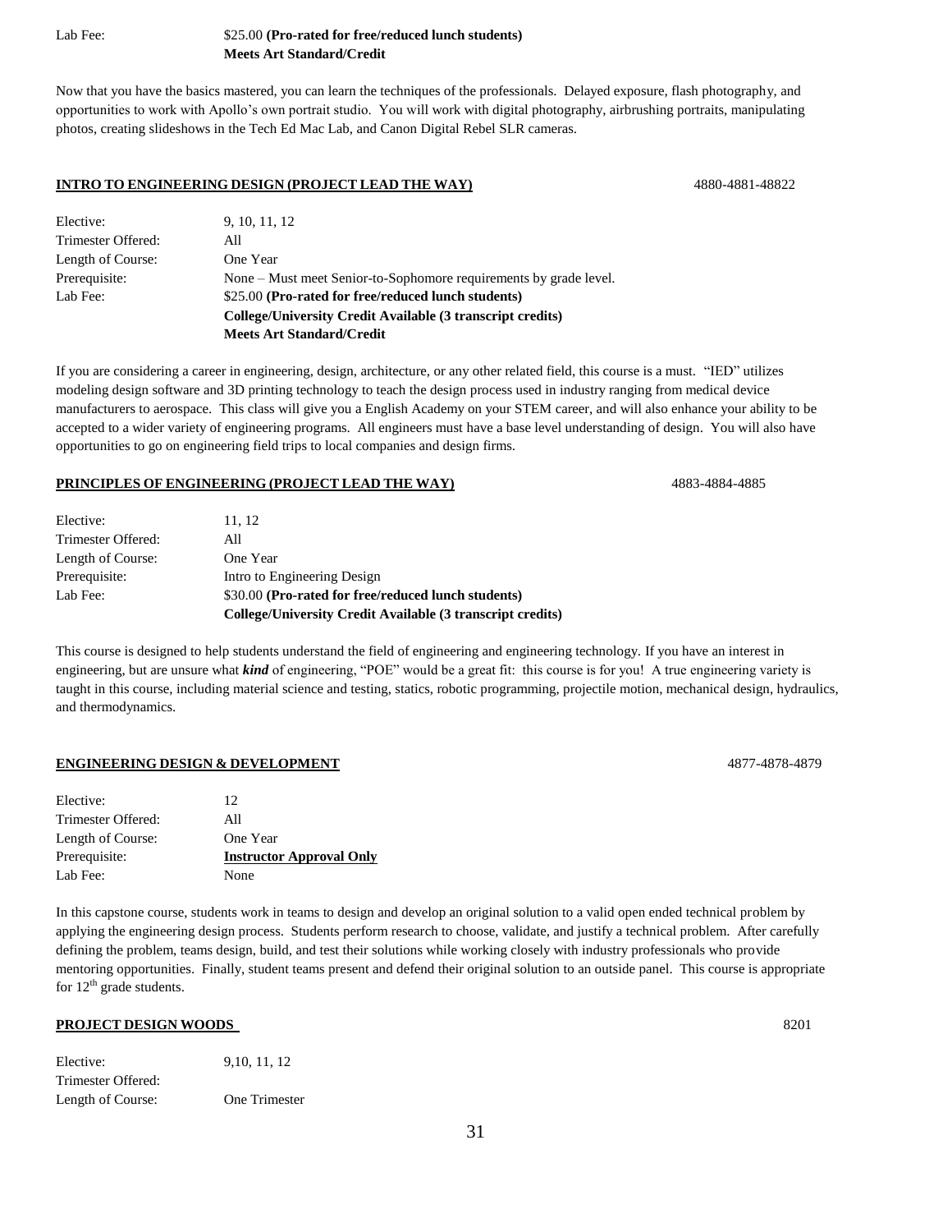| | |
|---|---|
| Lab Fee: | $25.00 **(Pro-rated for free/reduced lunch students)** |
| | **Meets Art Standard/Credit** |

Now that you have the basics mastered, you can learn the techniques of the professionals. Delayed exposure, flash photography, and opportunities to work with Apollo's own portrait studio. You will work with digital photography, airbrushing portraits, manipulating photos, creating slideshows in the Tech Ed Mac Lab, and Canon Digital Rebel SLR cameras.

## INTRO TO ENGINEERING DESIGN (PROJECT LEAD THE WAY) 4880-4881-48822

| | |
|---|---|
| Elective: | 9, 10, 11, 12 |
| Trimester Offered: | All |
| Length of Course: | One Year |
| Prerequisite: | None – Must meet Senior-to-Sophomore requirements by grade level. |
| Lab Fee: | $25.00 **(Pro-rated for free/reduced lunch students)** |
| | **College/University Credit Available (3 transcript credits)** |
| | **Meets Art Standard/Credit** |

If you are considering a career in engineering, design, architecture, or any other related field, this course is a must. "IED" utilizes modeling design software and 3D printing technology to teach the design process used in industry ranging from medical device manufacturers to aerospace. This class will give you a English Academy on your STEM career, and will also enhance your ability to be accepted to a wider variety of engineering programs. All engineers must have a base level understanding of design. You will also have opportunities to go on engineering field trips to local companies and design firms.

## PRINCIPLES OF ENGINEERING (PROJECT LEAD THE WAY) 4883-4884-4885

| | |
|---|---|
| Elective: | 11, 12 |
| Trimester Offered: | All |
| Length of Course: | One Year |
| Prerequisite: | Intro to Engineering Design |
| Lab Fee: | $30.00 **(Pro-rated for free/reduced lunch students)** |
| | **College/University Credit Available (3 transcript credits)** |

This course is designed to help students understand the field of engineering and engineering technology. If you have an interest in engineering, but are unsure what ***kind*** of engineering, "POE" would be a great fit: this course is for you! A true engineering variety is taught in this course, including material science and testing, statics, robotic programming, projectile motion, mechanical design, hydraulics, and thermodynamics.

## ENGINEERING DESIGN & DEVELOPMENT 4877-4878-4879

| | |
|---|---|
| Elective: | 12 |
| Trimester Offered: | All |
| Length of Course: | One Year |
| Prerequisite: | **Instructor Approval Only** |
| Lab Fee: | None |

In this capstone course, students work in teams to design and develop an original solution to a valid open ended technical problem by applying the engineering design process. Students perform research to choose, validate, and justify a technical problem. After carefully defining the problem, teams design, build, and test their solutions while working closely with industry professionals who provide mentoring opportunities. Finally, student teams present and defend their original solution to an outside panel. This course is appropriate for 12th grade students.

## PROJECT DESIGN WOODS 8201

| | |
|---|---|
| Elective: | 9,10, 11, 12 |
| Trimester Offered: | |
| Length of Course: | One Trimester |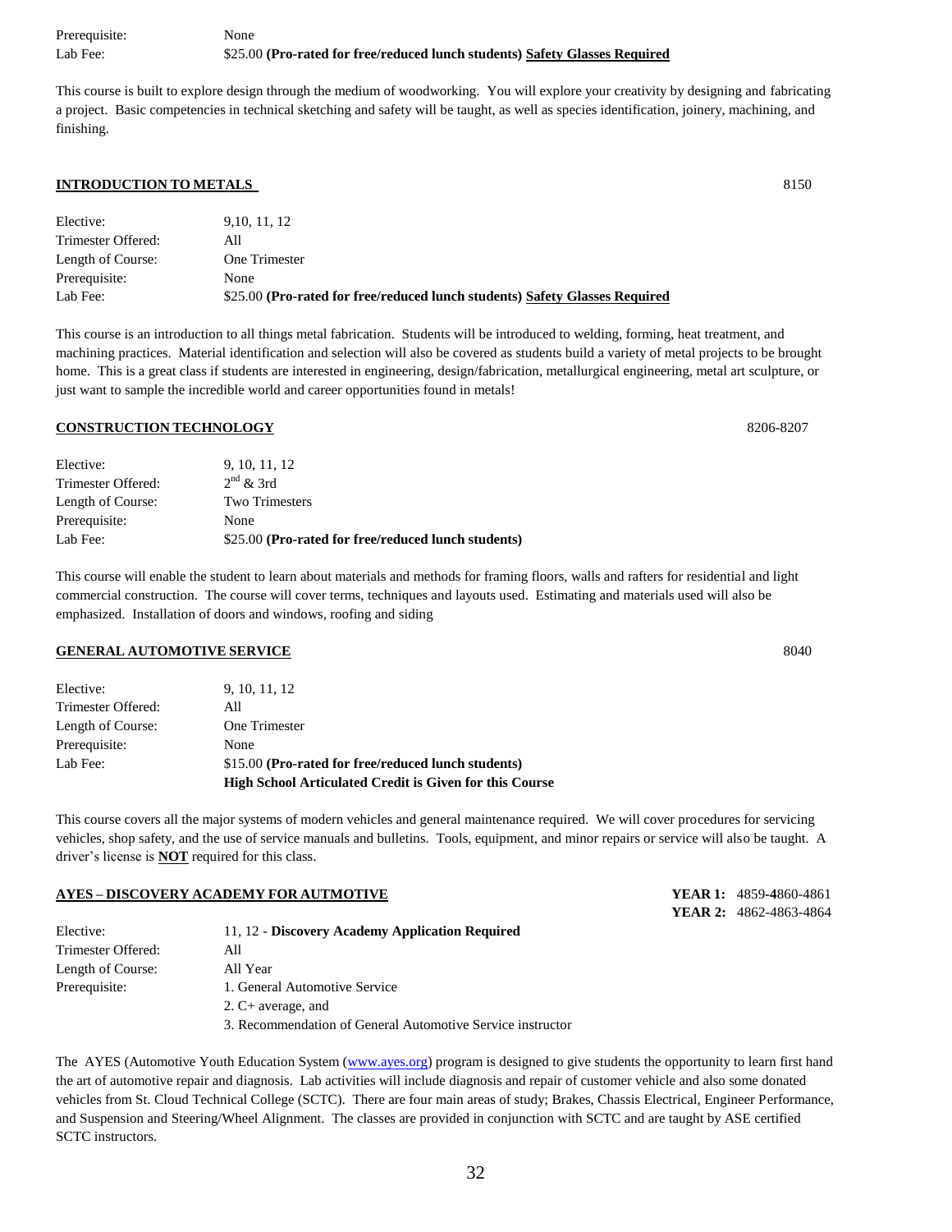| | |
|---|---|
| Prerequisite: | None |
| Lab Fee: | $25.00 **(Pro-rated for free/reduced lunch students) Safety Glasses Required** |

This course is built to explore design through the medium of woodworking. You will explore your creativity by designing and fabricating a project. Basic competencies in technical sketching and safety will be taught, as well as species identification, joinery, machining, and finishing.

## INTRODUCTION TO METALS — 8150

| | |
|---|---|
| Elective: | 9,10, 11, 12 |
| Trimester Offered: | All |
| Length of Course: | One Trimester |
| Prerequisite: | None |
| Lab Fee: | $25.00 **(Pro-rated for free/reduced lunch students) Safety Glasses Required** |

This course is an introduction to all things metal fabrication. Students will be introduced to welding, forming, heat treatment, and machining practices. Material identification and selection will also be covered as students build a variety of metal projects to be brought home. This is a great class if students are interested in engineering, design/fabrication, metallurgical engineering, metal art sculpture, or just want to sample the incredible world and career opportunities found in metals!

## CONSTRUCTION TECHNOLOGY — 8206-8207

| | |
|---|---|
| Elective: | 9, 10, 11, 12 |
| Trimester Offered: | 2nd & 3rd |
| Length of Course: | Two Trimesters |
| Prerequisite: | None |
| Lab Fee: | $25.00 **(Pro-rated for free/reduced lunch students)** |

This course will enable the student to learn about materials and methods for framing floors, walls and rafters for residential and light commercial construction. The course will cover terms, techniques and layouts used. Estimating and materials used will also be emphasized. Installation of doors and windows, roofing and siding

## GENERAL AUTOMOTIVE SERVICE — 8040

| | |
|---|---|
| Elective: | 9, 10, 11, 12 |
| Trimester Offered: | All |
| Length of Course: | One Trimester |
| Prerequisite: | None |
| Lab Fee: | $15.00 **(Pro-rated for free/reduced lunch students)** |
| | **High School Articulated Credit is Given for this Course** |

This course covers all the major systems of modern vehicles and general maintenance required. We will cover procedures for servicing vehicles, shop safety, and the use of service manuals and bulletins. Tools, equipment, and minor repairs or service will also be taught. A driver's license is **NOT** required for this class.

## AYES – DISCOVERY ACADEMY FOR AUTMOTIVE

**YEAR 1:** 4859-4860-4861
**YEAR 2:** 4862-4863-4864

| | |
|---|---|
| Elective: | 11, 12 - **Discovery Academy Application Required** |
| Trimester Offered: | All |
| Length of Course: | All Year |
| Prerequisite: | 1. General Automotive Service |
| | 2. C+ average, and |
| | 3. Recommendation of General Automotive Service instructor |

The AYES (Automotive Youth Education System (www.ayes.org) program is designed to give students the opportunity to learn first hand the art of automotive repair and diagnosis. Lab activities will include diagnosis and repair of customer vehicle and also some donated vehicles from St. Cloud Technical College (SCTC). There are four main areas of study; Brakes, Chassis Electrical, Engineer Performance, and Suspension and Steering/Wheel Alignment. The classes are provided in conjunction with SCTC and are taught by ASE certified SCTC instructors.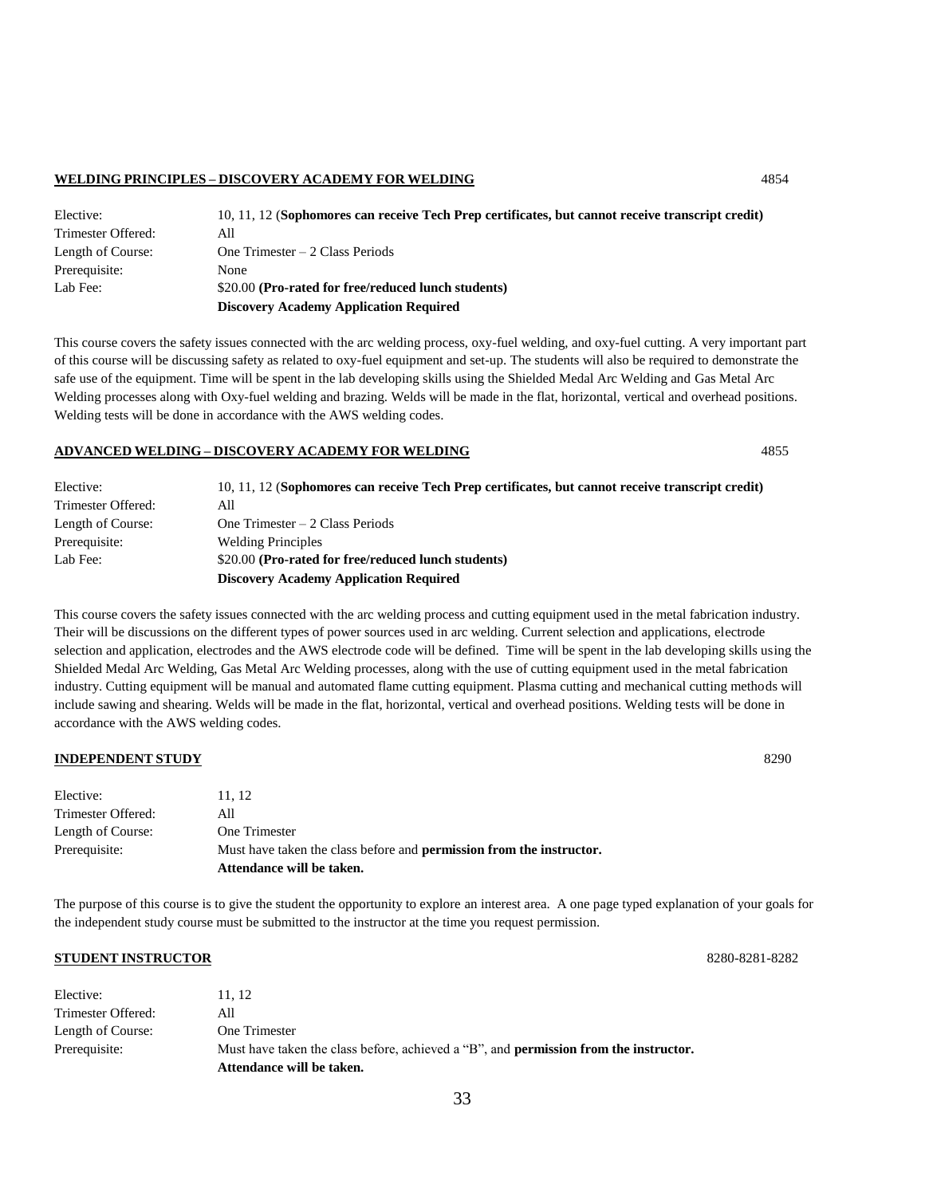**WELDING PRINCIPLES – DISCOVERY ACADEMY FOR WELDING** 4854

| | |
|---|---|
| Elective: | 10, 11, 12 (**Sophomores can receive Tech Prep certificates, but cannot receive transcript credit)** |
| Trimester Offered: | All |
| Length of Course: | One Trimester – 2 Class Periods |
| Prerequisite: | None |
| Lab Fee: | $20.00 **(Pro-rated for free/reduced lunch students)** |
| | **Discovery Academy Application Required** |

This course covers the safety issues connected with the arc welding process, oxy-fuel welding, and oxy-fuel cutting. A very important part of this course will be discussing safety as related to oxy-fuel equipment and set-up. The students will also be required to demonstrate the safe use of the equipment. Time will be spent in the lab developing skills using the Shielded Medal Arc Welding and Gas Metal Arc Welding processes along with Oxy-fuel welding and brazing. Welds will be made in the flat, horizontal, vertical and overhead positions. Welding tests will be done in accordance with the AWS welding codes.

**ADVANCED WELDING – DISCOVERY ACADEMY FOR WELDING** 4855

| | |
|---|---|
| Elective: | 10, 11, 12 (**Sophomores can receive Tech Prep certificates, but cannot receive transcript credit)** |
| Trimester Offered: | All |
| Length of Course: | One Trimester – 2 Class Periods |
| Prerequisite: | Welding Principles |
| Lab Fee: | $20.00 **(Pro-rated for free/reduced lunch students)** |
| | **Discovery Academy Application Required** |

This course covers the safety issues connected with the arc welding process and cutting equipment used in the metal fabrication industry. Their will be discussions on the different types of power sources used in arc welding. Current selection and applications, electrode selection and application, electrodes and the AWS electrode code will be defined. Time will be spent in the lab developing skills using the Shielded Medal Arc Welding, Gas Metal Arc Welding processes, along with the use of cutting equipment used in the metal fabrication industry. Cutting equipment will be manual and automated flame cutting equipment. Plasma cutting and mechanical cutting methods will include sawing and shearing. Welds will be made in the flat, horizontal, vertical and overhead positions. Welding tests will be done in accordance with the AWS welding codes.

**INDEPENDENT STUDY** 8290

| | |
|---|---|
| Elective: | 11, 12 |
| Trimester Offered: | All |
| Length of Course: | One Trimester |
| Prerequisite: | Must have taken the class before and **permission from the instructor.** |
| | **Attendance will be taken.** |

The purpose of this course is to give the student the opportunity to explore an interest area. A one page typed explanation of your goals for the independent study course must be submitted to the instructor at the time you request permission.

**STUDENT INSTRUCTOR** 8280-8281-8282

| | |
|---|---|
| Elective: | 11, 12 |
| Trimester Offered: | All |
| Length of Course: | One Trimester |
| Prerequisite: | Must have taken the class before, achieved a "B", and **permission from the instructor.** |
| | **Attendance will be taken.** |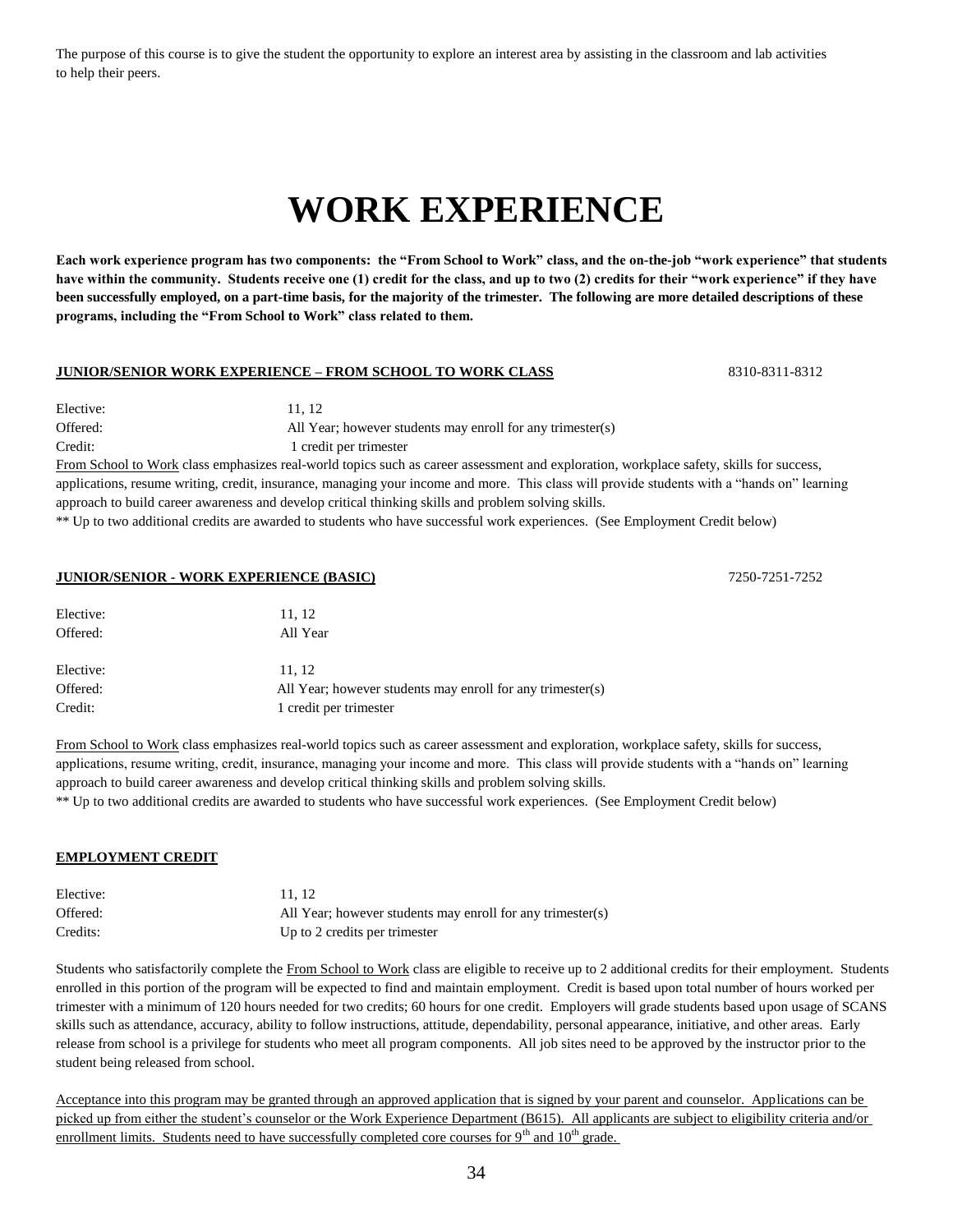The purpose of this course is to give the student the opportunity to explore an interest area by assisting in the classroom and lab activities to help their peers.

# WORK EXPERIENCE

**Each work experience program has two components: the "From School to Work" class, and the on-the-job "work experience" that students have within the community. Students receive one (1) credit for the class, and up to two (2) credits for their "work experience" if they have been successfully employed, on a part-time basis, for the majority of the trimester. The following are more detailed descriptions of these programs, including the "From School to Work" class related to them.**

**JUNIOR/SENIOR WORK EXPERIENCE – FROM SCHOOL TO WORK CLASS** 8310-8311-8312

Elective: 11, 12
Offered: All Year; however students may enroll for any trimester(s)
Credit: 1 credit per trimester

From School to Work class emphasizes real-world topics such as career assessment and exploration, workplace safety, skills for success, applications, resume writing, credit, insurance, managing your income and more. This class will provide students with a "hands on" learning approach to build career awareness and develop critical thinking skills and problem solving skills.

** Up to two additional credits are awarded to students who have successful work experiences. (See Employment Credit below)

**JUNIOR/SENIOR - WORK EXPERIENCE (BASIC)** 7250-7251-7252

Elective: 11, 12
Offered: All Year

Elective: 11, 12
Offered: All Year; however students may enroll for any trimester(s)
Credit: 1 credit per trimester

From School to Work class emphasizes real-world topics such as career assessment and exploration, workplace safety, skills for success, applications, resume writing, credit, insurance, managing your income and more. This class will provide students with a "hands on" learning approach to build career awareness and develop critical thinking skills and problem solving skills.

** Up to two additional credits are awarded to students who have successful work experiences. (See Employment Credit below)

**EMPLOYMENT CREDIT**

Elective: 11, 12
Offered: All Year; however students may enroll for any trimester(s)
Credits: Up to 2 credits per trimester

Students who satisfactorily complete the From School to Work class are eligible to receive up to 2 additional credits for their employment. Students enrolled in this portion of the program will be expected to find and maintain employment. Credit is based upon total number of hours worked per trimester with a minimum of 120 hours needed for two credits; 60 hours for one credit. Employers will grade students based upon usage of SCANS skills such as attendance, accuracy, ability to follow instructions, attitude, dependability, personal appearance, initiative, and other areas. Early release from school is a privilege for students who meet all program components. All job sites need to be approved by the instructor prior to the student being released from school.

Acceptance into this program may be granted through an approved application that is signed by your parent and counselor. Applications can be picked up from either the student's counselor or the Work Experience Department (B615). All applicants are subject to eligibility criteria and/or enrollment limits. Students need to have successfully completed core courses for 9th and 10th grade.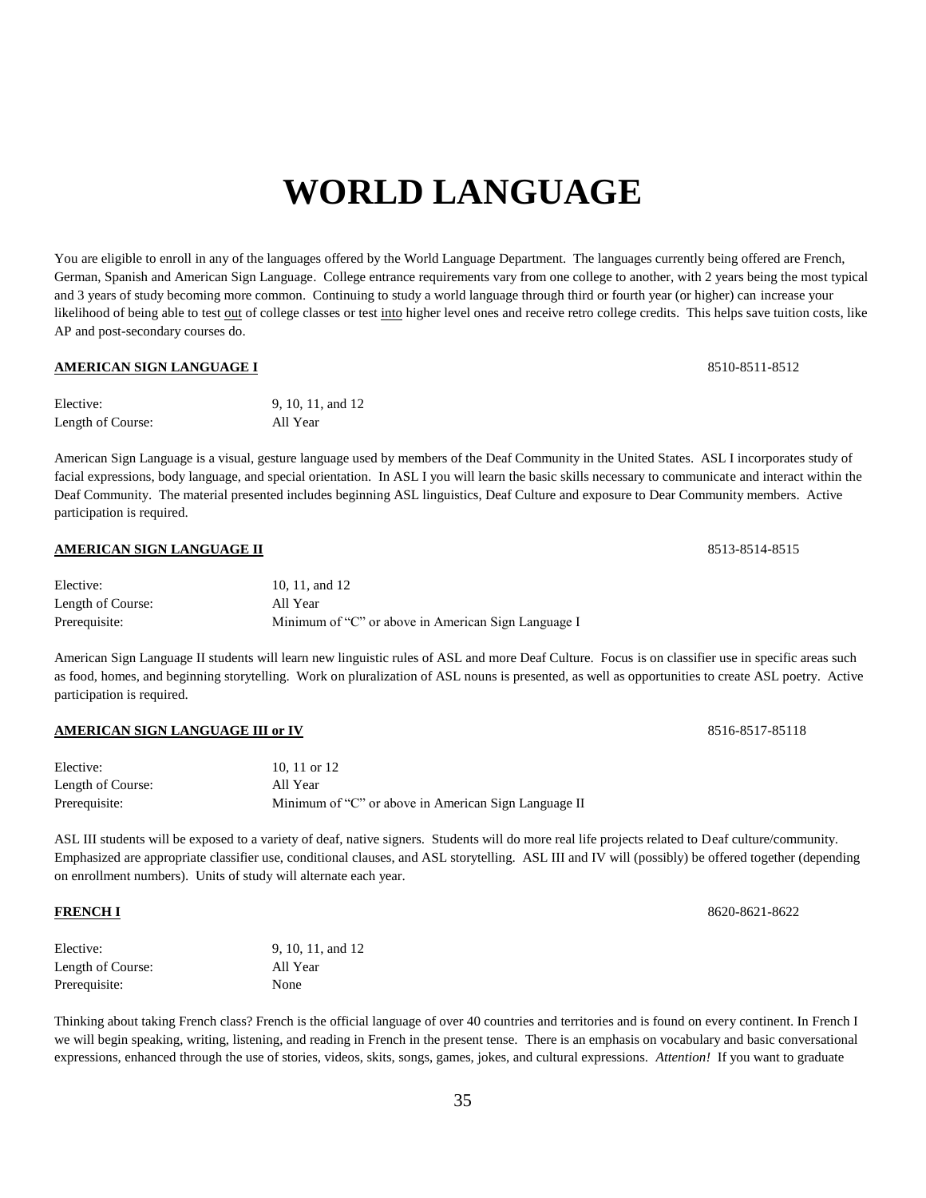# WORLD LANGUAGE

You are eligible to enroll in any of the languages offered by the World Language Department. The languages currently being offered are French, German, Spanish and American Sign Language. College entrance requirements vary from one college to another, with 2 years being the most typical and 3 years of study becoming more common. Continuing to study a world language through third or fourth year (or higher) can increase your likelihood of being able to test out of college classes or test into higher level ones and receive retro college credits. This helps save tuition costs, like AP and post-secondary courses do.

**AMERICAN SIGN LANGUAGE I** 8510-8511-8512

Elective: 9, 10, 11, and 12
Length of Course: All Year

American Sign Language is a visual, gesture language used by members of the Deaf Community in the United States. ASL I incorporates study of facial expressions, body language, and special orientation. In ASL I you will learn the basic skills necessary to communicate and interact within the Deaf Community. The material presented includes beginning ASL linguistics, Deaf Culture and exposure to Dear Community members. Active participation is required.

**AMERICAN SIGN LANGUAGE II** 8513-8514-8515

Elective: 10, 11, and 12
Length of Course: All Year
Prerequisite: Minimum of "C" or above in American Sign Language I

American Sign Language II students will learn new linguistic rules of ASL and more Deaf Culture. Focus is on classifier use in specific areas such as food, homes, and beginning storytelling. Work on pluralization of ASL nouns is presented, as well as opportunities to create ASL poetry. Active participation is required.

**AMERICAN SIGN LANGUAGE III or IV** 8516-8517-85118

Elective: 10, 11 or 12
Length of Course: All Year
Prerequisite: Minimum of "C" or above in American Sign Language II

ASL III students will be exposed to a variety of deaf, native signers. Students will do more real life projects related to Deaf culture/community. Emphasized are appropriate classifier use, conditional clauses, and ASL storytelling. ASL III and IV will (possibly) be offered together (depending on enrollment numbers). Units of study will alternate each year.

**FRENCH I** 8620-8621-8622

Elective: 9, 10, 11, and 12
Length of Course: All Year
Prerequisite: None

Thinking about taking French class? French is the official language of over 40 countries and territories and is found on every continent. In French I we will begin speaking, writing, listening, and reading in French in the present tense. There is an emphasis on vocabulary and basic conversational expressions, enhanced through the use of stories, videos, skits, songs, games, jokes, and cultural expressions. *Attention!* If you want to graduate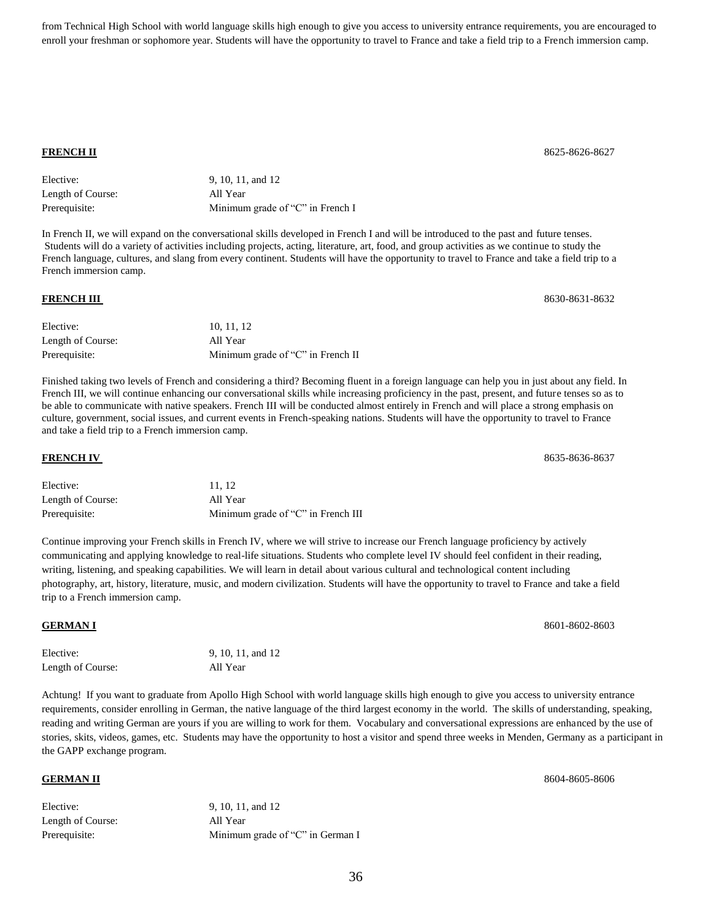from Technical High School with world language skills high enough to give you access to university entrance requirements, you are encouraged to enroll your freshman or sophomore year. Students will have the opportunity to travel to France and take a field trip to a French immersion camp.

**FRENCH II** 8625-8626-8627

| | |
|---|---|
| Elective: | 9, 10, 11, and 12 |
| Length of Course: | All Year |
| Prerequisite: | Minimum grade of "C" in French I |

In French II, we will expand on the conversational skills developed in French I and will be introduced to the past and future tenses. Students will do a variety of activities including projects, acting, literature, art, food, and group activities as we continue to study the French language, cultures, and slang from every continent. Students will have the opportunity to travel to France and take a field trip to a French immersion camp.

**FRENCH III** 8630-8631-8632

| | |
|---|---|
| Elective: | 10, 11, 12 |
| Length of Course: | All Year |
| Prerequisite: | Minimum grade of "C" in French II |

Finished taking two levels of French and considering a third? Becoming fluent in a foreign language can help you in just about any field. In French III, we will continue enhancing our conversational skills while increasing proficiency in the past, present, and future tenses so as to be able to communicate with native speakers. French III will be conducted almost entirely in French and will place a strong emphasis on culture, government, social issues, and current events in French-speaking nations. Students will have the opportunity to travel to France and take a field trip to a French immersion camp.

**FRENCH IV** 8635-8636-8637

| | |
|---|---|
| Elective: | 11, 12 |
| Length of Course: | All Year |
| Prerequisite: | Minimum grade of "C" in French III |

Continue improving your French skills in French IV, where we will strive to increase our French language proficiency by actively communicating and applying knowledge to real-life situations. Students who complete level IV should feel confident in their reading, writing, listening, and speaking capabilities. We will learn in detail about various cultural and technological content including photography, art, history, literature, music, and modern civilization. Students will have the opportunity to travel to France and take a field trip to a French immersion camp.

**GERMAN I** 8601-8602-8603

| | |
|---|---|
| Elective: | 9, 10, 11, and 12 |
| Length of Course: | All Year |

Achtung! If you want to graduate from Apollo High School with world language skills high enough to give you access to university entrance requirements, consider enrolling in German, the native language of the third largest economy in the world. The skills of understanding, speaking, reading and writing German are yours if you are willing to work for them. Vocabulary and conversational expressions are enhanced by the use of stories, skits, videos, games, etc. Students may have the opportunity to host a visitor and spend three weeks in Menden, Germany as a participant in the GAPP exchange program.

**GERMAN II** 8604-8605-8606

| | |
|---|---|
| Elective: | 9, 10, 11, and 12 |
| Length of Course: | All Year |
| Prerequisite: | Minimum grade of "C" in German I |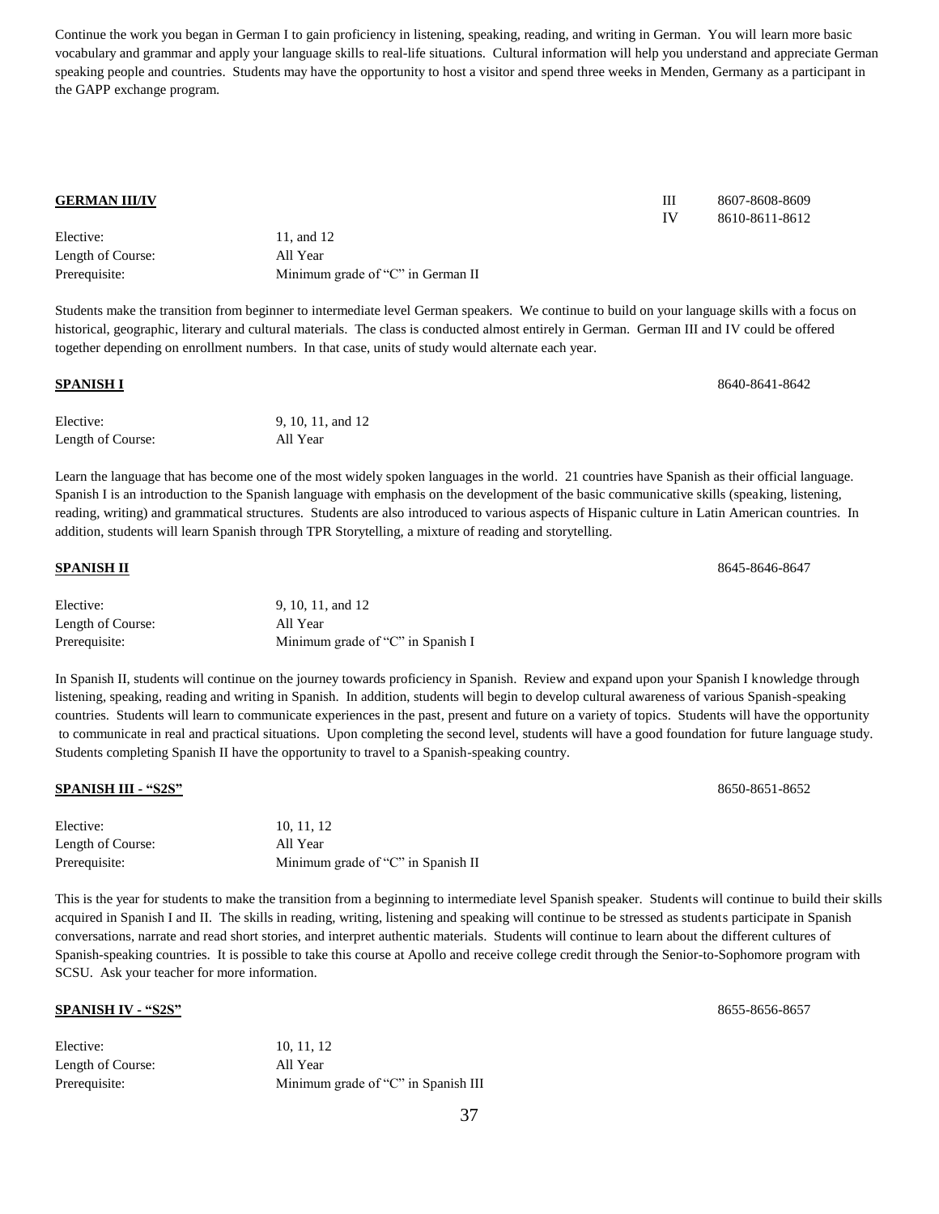Continue the work you began in German I to gain proficiency in listening, speaking, reading, and writing in German. You will learn more basic vocabulary and grammar and apply your language skills to real-life situations. Cultural information will help you understand and appreciate German speaking people and countries. Students may have the opportunity to host a visitor and spend three weeks in Menden, Germany as a participant in the GAPP exchange program.

**GERMAN III/IV**

III 8607-8608-8609
IV 8610-8611-8612

Elective: 11, and 12
Length of Course: All Year
Prerequisite: Minimum grade of "C" in German II

Students make the transition from beginner to intermediate level German speakers. We continue to build on your language skills with a focus on historical, geographic, literary and cultural materials. The class is conducted almost entirely in German. German III and IV could be offered together depending on enrollment numbers. In that case, units of study would alternate each year.

**SPANISH I** 8640-8641-8642

Elective: 9, 10, 11, and 12
Length of Course: All Year

Learn the language that has become one of the most widely spoken languages in the world. 21 countries have Spanish as their official language. Spanish I is an introduction to the Spanish language with emphasis on the development of the basic communicative skills (speaking, listening, reading, writing) and grammatical structures. Students are also introduced to various aspects of Hispanic culture in Latin American countries. In addition, students will learn Spanish through TPR Storytelling, a mixture of reading and storytelling.

**SPANISH II** 8645-8646-8647

Elective: 9, 10, 11, and 12
Length of Course: All Year
Prerequisite: Minimum grade of "C" in Spanish I

In Spanish II, students will continue on the journey towards proficiency in Spanish. Review and expand upon your Spanish I knowledge through listening, speaking, reading and writing in Spanish. In addition, students will begin to develop cultural awareness of various Spanish-speaking countries. Students will learn to communicate experiences in the past, present and future on a variety of topics. Students will have the opportunity to communicate in real and practical situations. Upon completing the second level, students will have a good foundation for future language study. Students completing Spanish II have the opportunity to travel to a Spanish-speaking country.

**SPANISH III - "S2S"** 8650-8651-8652

Elective: 10, 11, 12
Length of Course: All Year
Prerequisite: Minimum grade of "C" in Spanish II

This is the year for students to make the transition from a beginning to intermediate level Spanish speaker. Students will continue to build their skills acquired in Spanish I and II. The skills in reading, writing, listening and speaking will continue to be stressed as students participate in Spanish conversations, narrate and read short stories, and interpret authentic materials. Students will continue to learn about the different cultures of Spanish-speaking countries. It is possible to take this course at Apollo and receive college credit through the Senior-to-Sophomore program with SCSU. Ask your teacher for more information.

**SPANISH IV - "S2S"** 8655-8656-8657

Elective: 10, 11, 12
Length of Course: All Year
Prerequisite: Minimum grade of "C" in Spanish III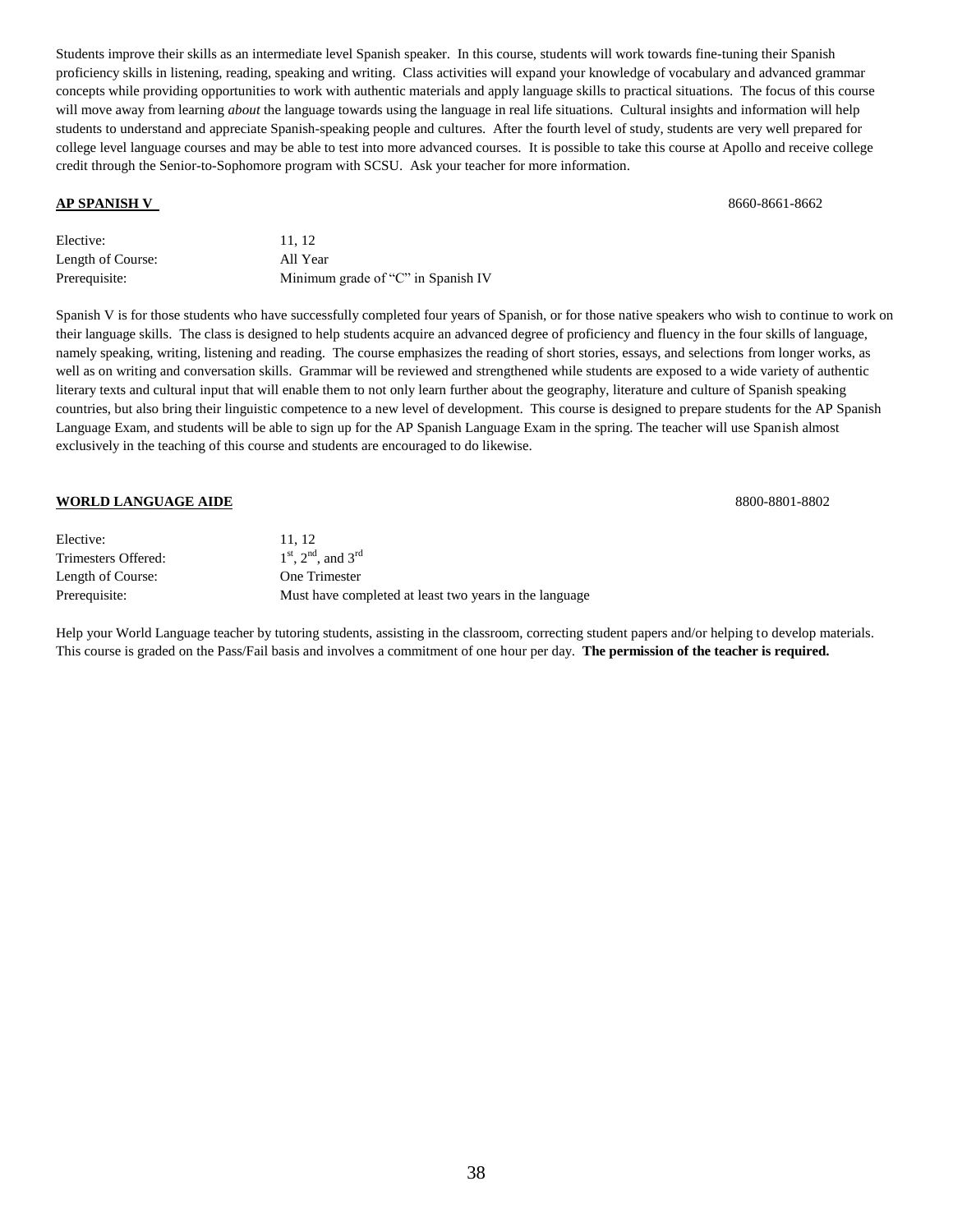Students improve their skills as an intermediate level Spanish speaker. In this course, students will work towards fine-tuning their Spanish proficiency skills in listening, reading, speaking and writing. Class activities will expand your knowledge of vocabulary and advanced grammar concepts while providing opportunities to work with authentic materials and apply language skills to practical situations. The focus of this course will move away from learning *about* the language towards using the language in real life situations. Cultural insights and information will help students to understand and appreciate Spanish-speaking people and cultures. After the fourth level of study, students are very well prepared for college level language courses and may be able to test into more advanced courses. It is possible to take this course at Apollo and receive college credit through the Senior-to-Sophomore program with SCSU. Ask your teacher for more information.

**AP SPANISH V** 8660-8661-8662

| | |
|---|---|
| Elective: | 11, 12 |
| Length of Course: | All Year |
| Prerequisite: | Minimum grade of "C" in Spanish IV |

Spanish V is for those students who have successfully completed four years of Spanish, or for those native speakers who wish to continue to work on their language skills. The class is designed to help students acquire an advanced degree of proficiency and fluency in the four skills of language, namely speaking, writing, listening and reading. The course emphasizes the reading of short stories, essays, and selections from longer works, as well as on writing and conversation skills. Grammar will be reviewed and strengthened while students are exposed to a wide variety of authentic literary texts and cultural input that will enable them to not only learn further about the geography, literature and culture of Spanish speaking countries, but also bring their linguistic competence to a new level of development. This course is designed to prepare students for the AP Spanish Language Exam, and students will be able to sign up for the AP Spanish Language Exam in the spring. The teacher will use Spanish almost exclusively in the teaching of this course and students are encouraged to do likewise.

**WORLD LANGUAGE AIDE** 8800-8801-8802

| | |
|---|---|
| Elective: | 11, 12 |
| Trimesters Offered: | 1st, 2nd, and 3rd |
| Length of Course: | One Trimester |
| Prerequisite: | Must have completed at least two years in the language |

Help your World Language teacher by tutoring students, assisting in the classroom, correcting student papers and/or helping to develop materials. This course is graded on the Pass/Fail basis and involves a commitment of one hour per day. **The permission of the teacher is required.**